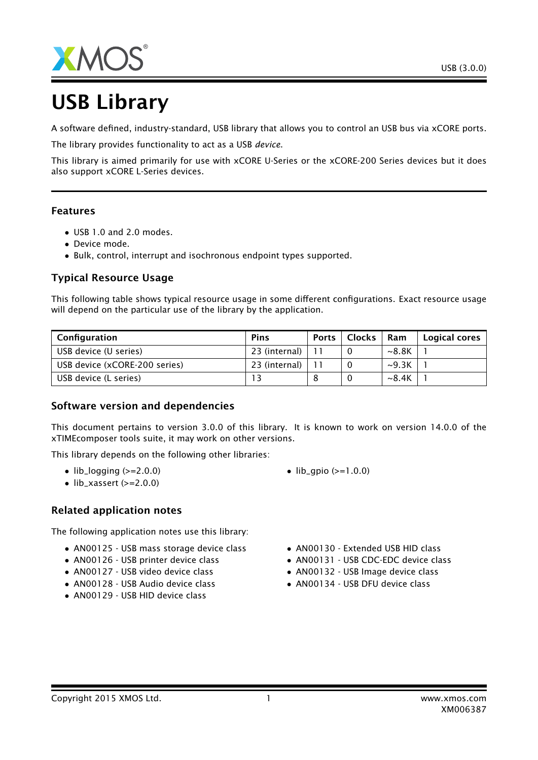# USB Library

A software defined, industry-standard, USB library that allows you to control an USB bus via xCORE ports.

The library provides functionality to act as a USB *device*.

This library is aimed primarily for use with xCORE U-Series or the xCORE-200 Series devices but it does also support xCORE L-Series devices.

## Features

- USB 1.0 and 2.0 modes.
- Device mode.
- Bulk, control, interrupt and isochronous endpoint types supported.

## Typical Resource Usage

This following table shows typical resource usage in some different configurations. Exact resource usage will depend on the particular use of the library by the application.

| Configuration | Pins | Ports | Clocks | Ram | Logical cores |
|---|---|---|---|---|---|
| USB device (U series) | 23 (internal) | 11 | 0 | ~8.8K | 1 |
| USB device (xCORE-200 series) | 23 (internal) | 11 | 0 | ~9.3K | 1 |
| USB device (L series) | 13 | 8 | 0 | ~8.4K | 1 |

## Software version and dependencies

This document pertains to version 3.0.0 of this library. It is known to work on version 14.0.0 of the xTIMEcomposer tools suite, it may work on other versions.

This library depends on the following other libraries:

- lib_logging (>=2.0.0)
- lib_xassert (>=2.0.0)
- lib_gpio (>=1.0.0)

## Related application notes

The following application notes use this library:

- AN00125 - USB mass storage device class
- AN00126 - USB printer device class
- AN00127 - USB video device class
- AN00128 - USB Audio device class
- AN00129 - USB HID device class
- AN00130 - Extended USB HID class
- AN00131 - USB CDC-EDC device class
- AN00132 - USB Image device class
- AN00134 - USB DFU device class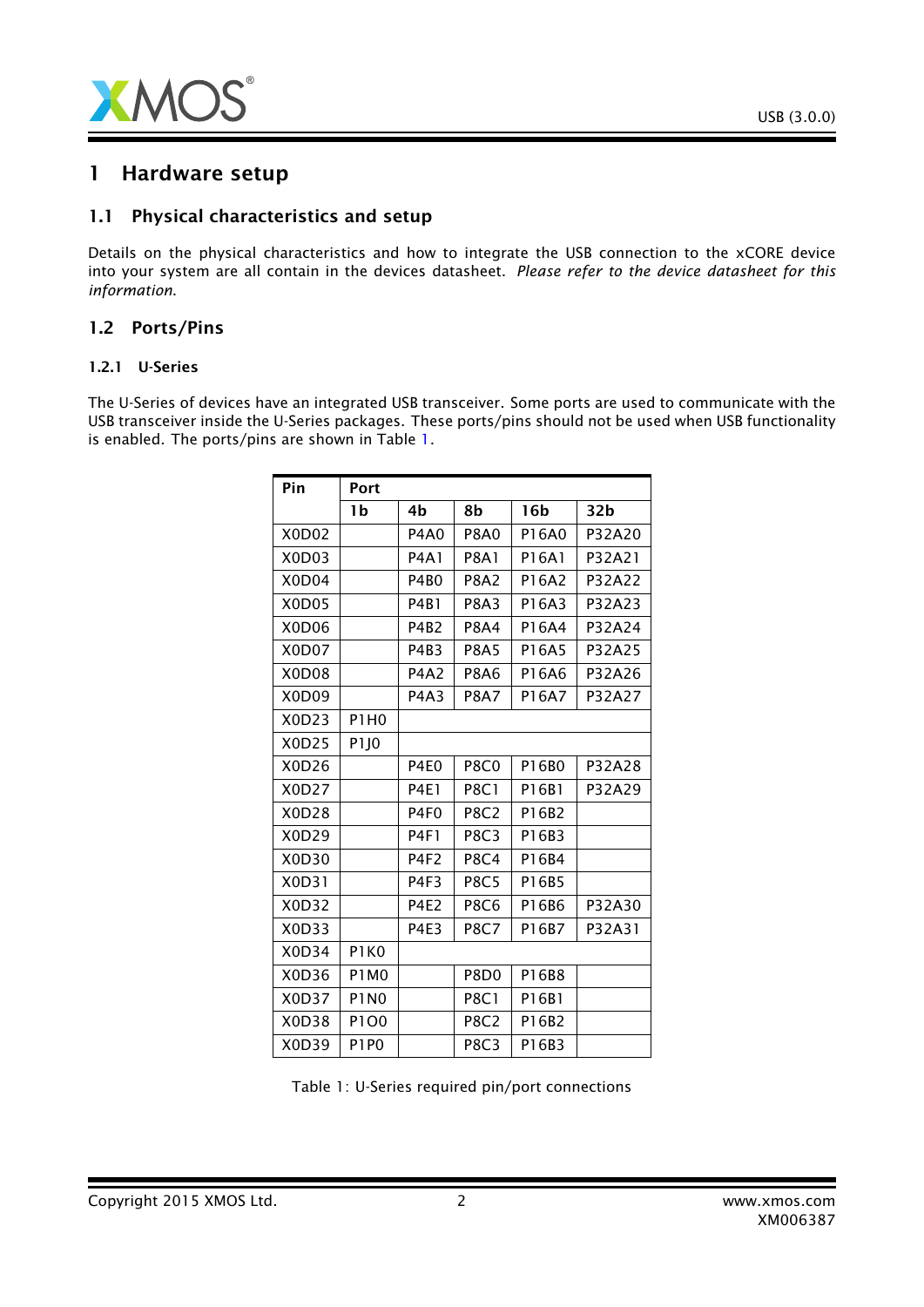// 1 Hardware setup

## 1.1 Physical characteristics and setup

Details on the physical characteristics and how to integrate the USB connection to the xCORE device into your system are all contain in the devices datasheet. *Please refer to the device datasheet for this information.*

## 1.2 Ports/Pins

### 1.2.1 U-Series

The U-Series of devices have an integrated USB transceiver. Some ports are used to communicate with the USB transceiver inside the U-Series packages. These ports/pins should not be used when USB functionality is enabled. The ports/pins are shown in Table 1.

| Pin | Port | | | | |
|---|---|---|---|---|---|
| | 1b | 4b | 8b | 16b | 32b |
| X0D02 | | P4A0 | P8A0 | P16A0 | P32A20 |
| X0D03 | | P4A1 | P8A1 | P16A1 | P32A21 |
| X0D04 | | P4B0 | P8A2 | P16A2 | P32A22 |
| X0D05 | | P4B1 | P8A3 | P16A3 | P32A23 |
| X0D06 | | P4B2 | P8A4 | P16A4 | P32A24 |
| X0D07 | | P4B3 | P8A5 | P16A5 | P32A25 |
| X0D08 | | P4A2 | P8A6 | P16A6 | P32A26 |
| X0D09 | | P4A3 | P8A7 | P16A7 | P32A27 |
| X0D23 | P1H0 | | | | |
| X0D25 | P1J0 | | | | |
| X0D26 | | P4E0 | P8C0 | P16B0 | P32A28 |
| X0D27 | | P4E1 | P8C1 | P16B1 | P32A29 |
| X0D28 | | P4F0 | P8C2 | P16B2 | |
| X0D29 | | P4F1 | P8C3 | P16B3 | |
| X0D30 | | P4F2 | P8C4 | P16B4 | |
| X0D31 | | P4F3 | P8C5 | P16B5 | |
| X0D32 | | P4E2 | P8C6 | P16B6 | P32A30 |
| X0D33 | | P4E3 | P8C7 | P16B7 | P32A31 |
| X0D34 | P1K0 | | | | |
| X0D36 | P1M0 | | P8D0 | P16B8 | |
| X0D37 | P1N0 | | P8C1 | P16B1 | |
| X0D38 | P1O0 | | P8C2 | P16B2 | |
| X0D39 | P1P0 | | P8C3 | P16B3 | |

Table 1: U-Series required pin/port connections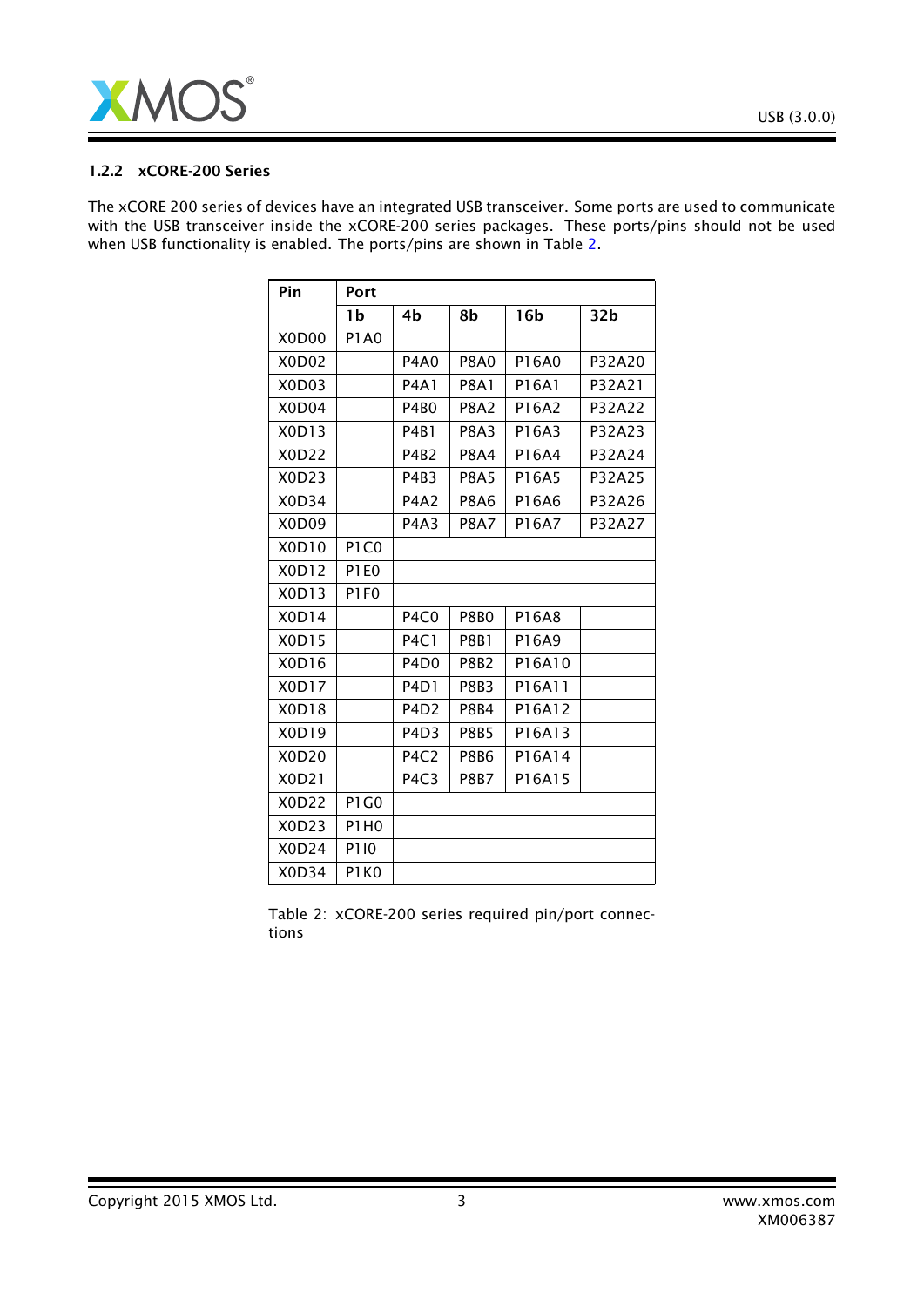### 1.2.2 xCORE-200 Series

The xCORE 200 series of devices have an integrated USB transceiver. Some ports are used to communicate with the USB transceiver inside the xCORE-200 series packages. These ports/pins should not be used when USB functionality is enabled. The ports/pins are shown in Table 2.

| Pin | Port | | | | |
|---|---|---|---|---|---|
| | 1b | 4b | 8b | 16b | 32b |
| X0D00 | P1A0 | | | | |
| X0D02 | | P4A0 | P8A0 | P16A0 | P32A20 |
| X0D03 | | P4A1 | P8A1 | P16A1 | P32A21 |
| X0D04 | | P4B0 | P8A2 | P16A2 | P32A22 |
| X0D13 | | P4B1 | P8A3 | P16A3 | P32A23 |
| X0D22 | | P4B2 | P8A4 | P16A4 | P32A24 |
| X0D23 | | P4B3 | P8A5 | P16A5 | P32A25 |
| X0D34 | | P4A2 | P8A6 | P16A6 | P32A26 |
| X0D09 | | P4A3 | P8A7 | P16A7 | P32A27 |
| X0D10 | P1C0 | | | | |
| X0D12 | P1E0 | | | | |
| X0D13 | P1F0 | | | | |
| X0D14 | | P4C0 | P8B0 | P16A8 | |
| X0D15 | | P4C1 | P8B1 | P16A9 | |
| X0D16 | | P4D0 | P8B2 | P16A10 | |
| X0D17 | | P4D1 | P8B3 | P16A11 | |
| X0D18 | | P4D2 | P8B4 | P16A12 | |
| X0D19 | | P4D3 | P8B5 | P16A13 | |
| X0D20 | | P4C2 | P8B6 | P16A14 | |
| X0D21 | | P4C3 | P8B7 | P16A15 | |
| X0D22 | P1G0 | | | | |
| X0D23 | P1H0 | | | | |
| X0D24 | P1I0 | | | | |
| X0D34 | P1K0 | | | | |

Table 2: xCORE-200 series required pin/port connections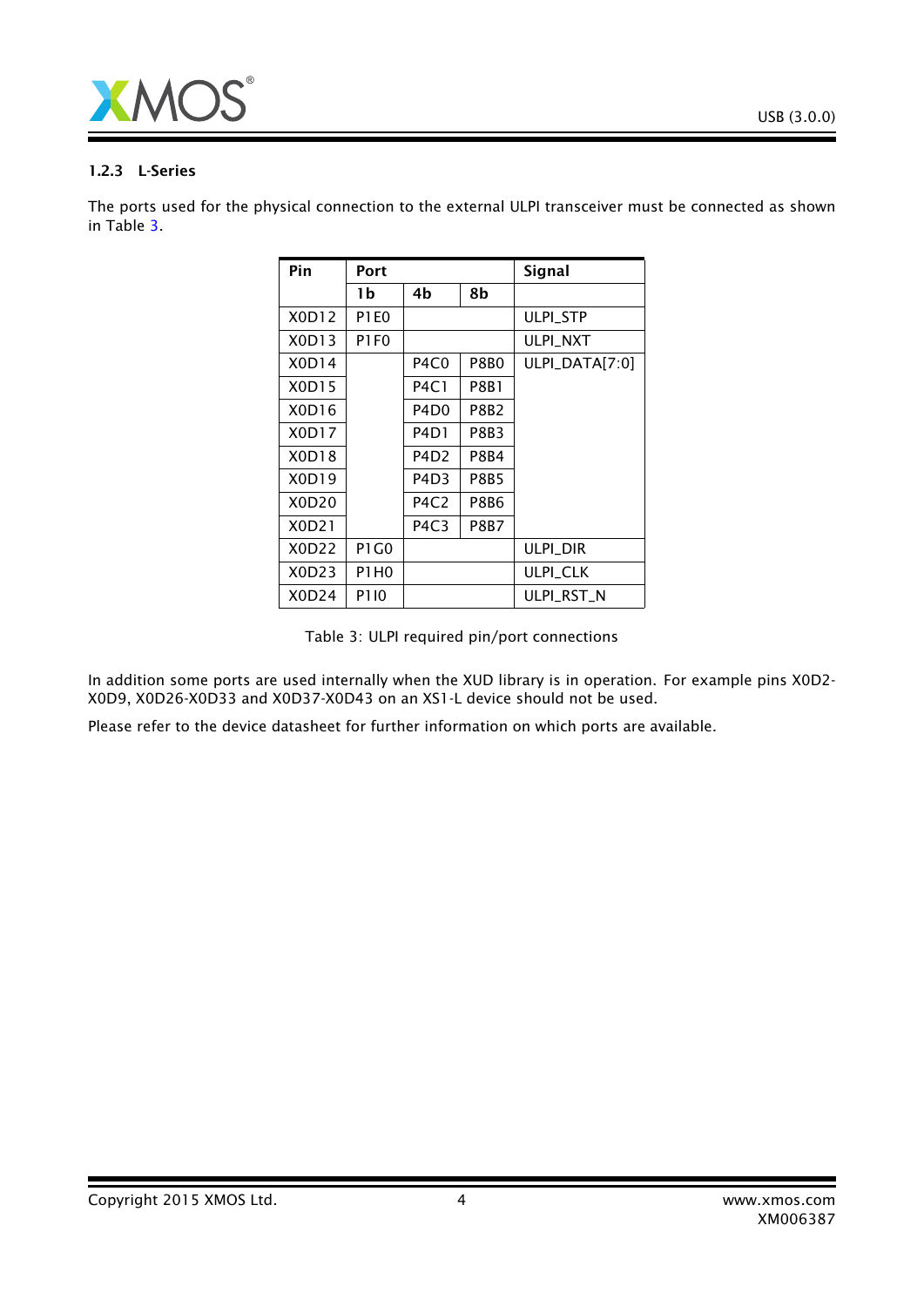### 1.2.3 L-Series

The ports used for the physical connection to the external ULPI transceiver must be connected as shown in Table 3.

| Pin | Port | | | Signal |
|---|---|---|---|---|
| | 1b | 4b | 8b | |
| X0D12 | P1E0 | | | ULPI_STP |
| X0D13 | P1F0 | | | ULPI_NXT |
| X0D14 | | P4C0 | P8B0 | ULPI_DATA[7:0] |
| X0D15 | | P4C1 | P8B1 | |
| X0D16 | | P4D0 | P8B2 | |
| X0D17 | | P4D1 | P8B3 | |
| X0D18 | | P4D2 | P8B4 | |
| X0D19 | | P4D3 | P8B5 | |
| X0D20 | | P4C2 | P8B6 | |
| X0D21 | | P4C3 | P8B7 | |
| X0D22 | P1G0 | | | ULPI_DIR |
| X0D23 | P1H0 | | | ULPI_CLK |
| X0D24 | P1I0 | | | ULPI_RST_N |

Table 3: ULPI required pin/port connections

In addition some ports are used internally when the XUD library is in operation. For example pins X0D2-X0D9, X0D26-X0D33 and X0D37-X0D43 on an XS1-L device should not be used.

Please refer to the device datasheet for further information on which ports are available.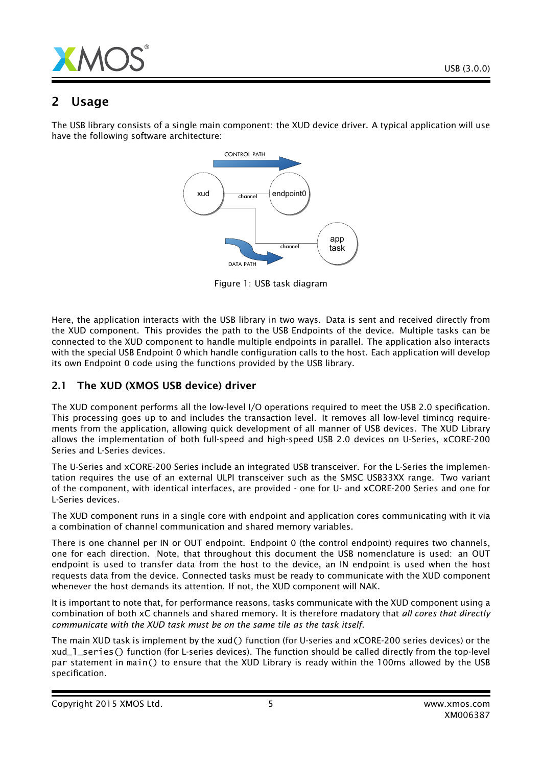## 2 Usage

The USB library consists of a single main component: the XUD device driver. A typical application will use have the following software architecture:

Figure 1: USB task diagram

Here, the application interacts with the USB library in two ways. Data is sent and received directly from the XUD component. This provides the path to the USB Endpoints of the device. Multiple tasks can be connected to the XUD component to handle multiple endpoints in parallel. The application also interacts with the special USB Endpoint 0 which handle configuration calls to the host. Each application will develop its own Endpoint 0 code using the functions provided by the USB library.

### 2.1 The XUD (XMOS USB device) driver

The XUD component performs all the low-level I/O operations required to meet the USB 2.0 specification. This processing goes up to and includes the transaction level. It removes all low-level timincg requirements from the application, allowing quick development of all manner of USB devices. The XUD Library allows the implementation of both full-speed and high-speed USB 2.0 devices on U-Series, xCORE-200 Series and L-Series devices.

The U-Series and xCORE-200 Series include an integrated USB transceiver. For the L-Series the implementation requires the use of an external ULPI transceiver such as the SMSC USB33XX range. Two variant of the component, with identical interfaces, are provided - one for U- and xCORE-200 Series and one for L-Series devices.

The XUD component runs in a single core with endpoint and application cores communicating with it via a combination of channel communication and shared memory variables.

There is one channel per IN or OUT endpoint. Endpoint 0 (the control endpoint) requires two channels, one for each direction. Note, that throughout this document the USB nomenclature is used: an OUT endpoint is used to transfer data from the host to the device, an IN endpoint is used when the host requests data from the device. Connected tasks must be ready to communicate with the XUD component whenever the host demands its attention. If not, the XUD component will NAK.

It is important to note that, for performance reasons, tasks communicate with the XUD component using a combination of both xC channels and shared memory. It is therefore madatory that *all cores that directly communicate with the XUD task must be on the same tile as the task itself*.

The main XUD task is implement by the `xud()` function (for U-series and xCORE-200 series devices) or the `xud_l_series()` function (for L-series devices). The function should be called directly from the top-level `par` statement in `main()` to ensure that the XUD Library is ready within the 100ms allowed by the USB specification.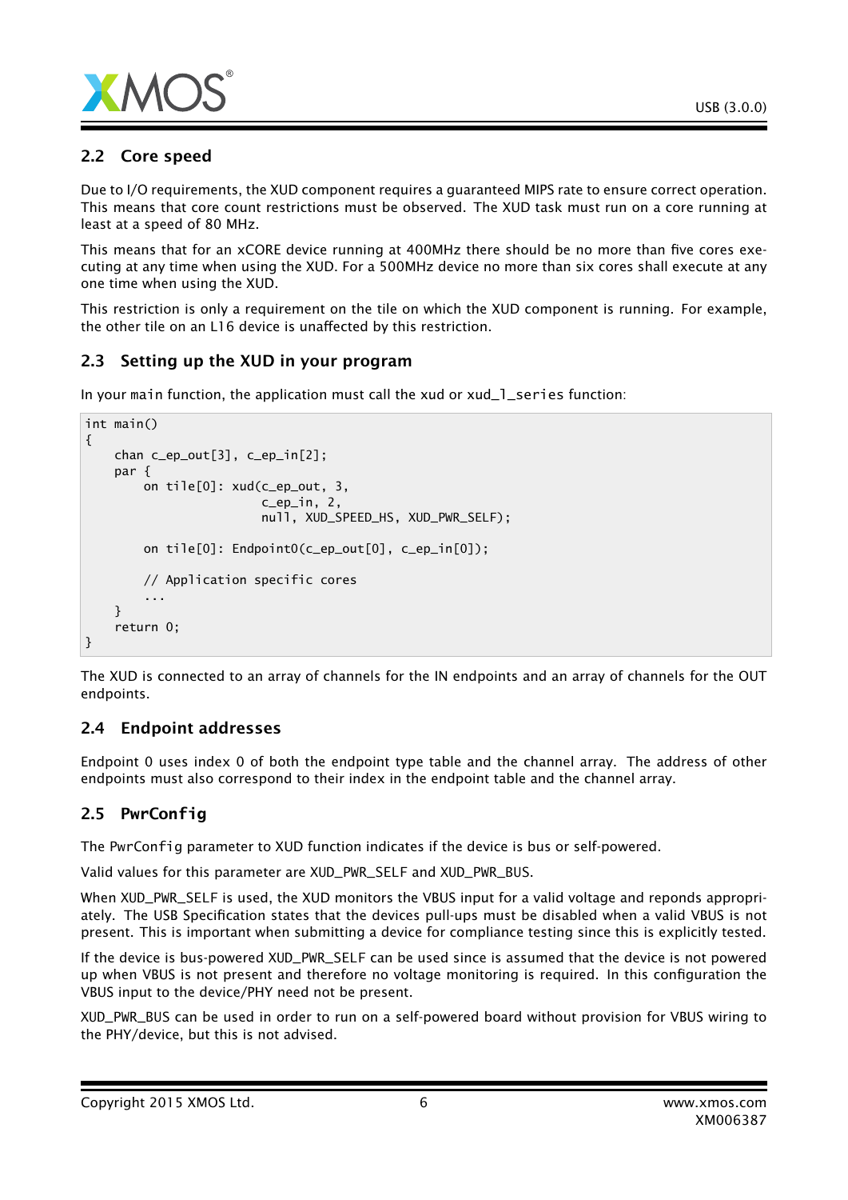## 2.2 Core speed

Due to I/O requirements, the XUD component requires a guaranteed MIPS rate to ensure correct operation. This means that core count restrictions must be observed. The XUD task must run on a core running at least at a speed of 80 MHz.

This means that for an xCORE device running at 400MHz there should be no more than five cores executing at any time when using the XUD. For a 500MHz device no more than six cores shall execute at any one time when using the XUD.

This restriction is only a requirement on the tile on which the XUD component is running. For example, the other tile on an L16 device is unaffected by this restriction.

## 2.3 Setting up the XUD in your program

In your `main` function, the application must call the xud or `xud_l_series` function:

```
int main()
{
    chan c_ep_out[3], c_ep_in[2];
    par {
        on tile[0]: xud(c_ep_out, 3,
                        c_ep_in, 2,
                        null, XUD_SPEED_HS, XUD_PWR_SELF);

        on tile[0]: Endpoint0(c_ep_out[0], c_ep_in[0]);

        // Application specific cores
        ...
    }
    return 0;
}
```

The XUD is connected to an array of channels for the IN endpoints and an array of channels for the OUT endpoints.

## 2.4 Endpoint addresses

Endpoint 0 uses index 0 of both the endpoint type table and the channel array. The address of other endpoints must also correspond to their index in the endpoint table and the channel array.

## 2.5 `PwrConfig`

The `PwrConfig` parameter to XUD function indicates if the device is bus or self-powered.

Valid values for this parameter are XUD_PWR_SELF and XUD_PWR_BUS.

When XUD_PWR_SELF is used, the XUD monitors the VBUS input for a valid voltage and reponds appropriately. The USB Specification states that the devices pull-ups must be disabled when a valid VBUS is not present. This is important when submitting a device for compliance testing since this is explicitly tested.

If the device is bus-powered XUD_PWR_SELF can be used since is assumed that the device is not powered up when VBUS is not present and therefore no voltage monitoring is required. In this configuration the VBUS input to the device/PHY need not be present.

XUD_PWR_BUS can be used in order to run on a self-powered board without provision for VBUS wiring to the PHY/device, but this is not advised.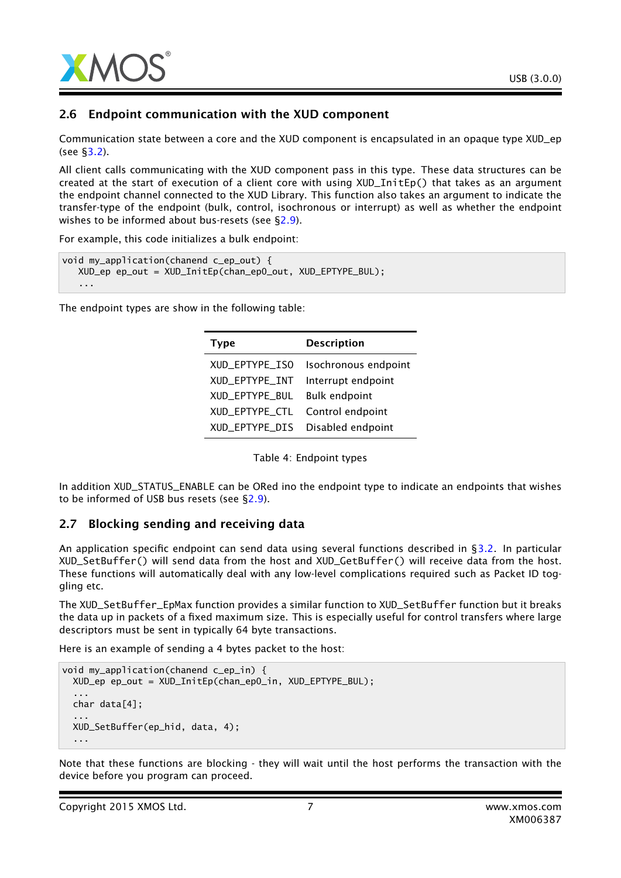## 2.6 Endpoint communication with the XUD component

Communication state between a core and the XUD component is encapsulated in an opaque type XUD_ep (see §3.2).

All client calls communicating with the XUD component pass in this type. These data structures can be created at the start of execution of a client core with using XUD_InitEp() that takes as an argument the endpoint channel connected to the XUD Library. This function also takes an argument to indicate the transfer-type of the endpoint (bulk, control, isochronous or interrupt) as well as whether the endpoint wishes to be informed about bus-resets (see §2.9).

For example, this code initializes a bulk endpoint:

```
void my_application(chanend c_ep_out) {
   XUD_ep ep_out = XUD_InitEp(chan_ep0_out, XUD_EPTYPE_BUL);
   ...
```

The endpoint types are show in the following table:

| Type | Description |
|---|---|
| XUD_EPTYPE_ISO | Isochronous endpoint |
| XUD_EPTYPE_INT | Interrupt endpoint |
| XUD_EPTYPE_BUL | Bulk endpoint |
| XUD_EPTYPE_CTL | Control endpoint |
| XUD_EPTYPE_DIS | Disabled endpoint |

Table 4: Endpoint types

In addition XUD_STATUS_ENABLE can be ORed ino the endpoint type to indicate an endpoints that wishes to be informed of USB bus resets (see §2.9).

## 2.7 Blocking sending and receiving data

An application specific endpoint can send data using several functions described in §3.2. In particular XUD_SetBuffer() will send data from the host and XUD_GetBuffer() will receive data from the host. These functions will automatically deal with any low-level complications required such as Packet ID toggling etc.

The XUD_SetBuffer_EpMax function provides a similar function to XUD_SetBuffer function but it breaks the data up in packets of a fixed maximum size. This is especially useful for control transfers where large descriptors must be sent in typically 64 byte transactions.

Here is an example of sending a 4 bytes packet to the host:

```
void my_application(chanend c_ep_in) {
  XUD_ep ep_out = XUD_InitEp(chan_ep0_in, XUD_EPTYPE_BUL);
  ...
  char data[4];
  ...
  XUD_SetBuffer(ep_hid, data, 4);
  ...
```

Note that these functions are blocking - they will wait until the host performs the transaction with the device before you program can proceed.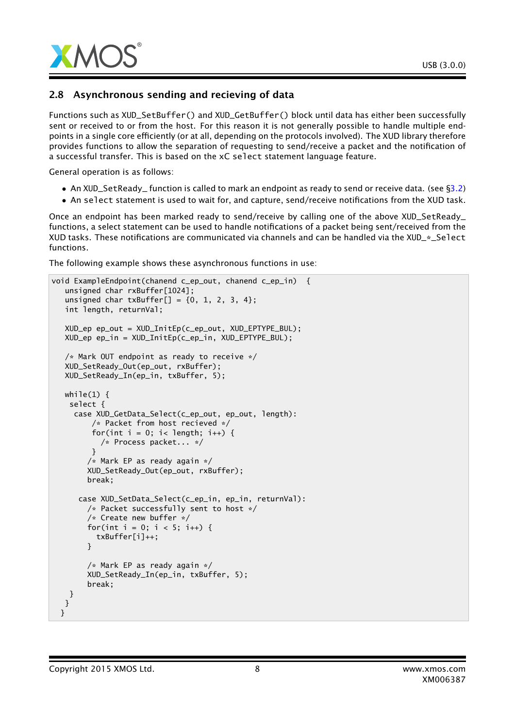## 2.8 Asynchronous sending and recieving of data

Functions such as XUD_SetBuffer() and XUD_GetBuffer() block until data has either been successfully sent or received to or from the host. For this reason it is not generally possible to handle multiple endpoints in a single core efficiently (or at all, depending on the protocols involved). The XUD library therefore provides functions to allow the separation of requesting to send/receive a packet and the notification of a successful transfer. This is based on the xC select statement language feature.

General operation is as follows:

- An XUD_SetReady_ function is called to mark an endpoint as ready to send or receive data. (see §3.2)
- An select statement is used to wait for, and capture, send/receive notifications from the XUD task.

Once an endpoint has been marked ready to send/receive by calling one of the above XUD_SetReady_ functions, a select statement can be used to handle notifications of a packet being sent/received from the XUD tasks. These notifications are communicated via channels and can be handled via the XUD_*_Select functions.

The following example shows these asynchronous functions in use:

```
void ExampleEndpoint(chanend c_ep_out, chanend c_ep_in)  {
   unsigned char rxBuffer[1024];
   unsigned char txBuffer[] = {0, 1, 2, 3, 4};
   int length, returnVal;

   XUD_ep ep_out = XUD_InitEp(c_ep_out, XUD_EPTYPE_BUL);
   XUD_ep ep_in = XUD_InitEp(c_ep_in, XUD_EPTYPE_BUL);

   /* Mark OUT endpoint as ready to receive */
   XUD_SetReady_Out(ep_out, rxBuffer);
   XUD_SetReady_In(ep_in, txBuffer, 5);

   while(1) {
    select {
     case XUD_GetData_Select(c_ep_out, ep_out, length):
         /* Packet from host recieved */
         for(int i = 0; i< length; i++) {
           /* Process packet... */
         }
        /* Mark EP as ready again */
        XUD_SetReady_Out(ep_out, rxBuffer);
        break;

      case XUD_SetData_Select(c_ep_in, ep_in, returnVal):
        /* Packet successfully sent to host */
        /* Create new buffer */
        for(int i = 0; i < 5; i++) {
          txBuffer[i]++;
        }

        /* Mark EP as ready again */
        XUD_SetReady_In(ep_in, txBuffer, 5);
        break;
    }
   }
  }
```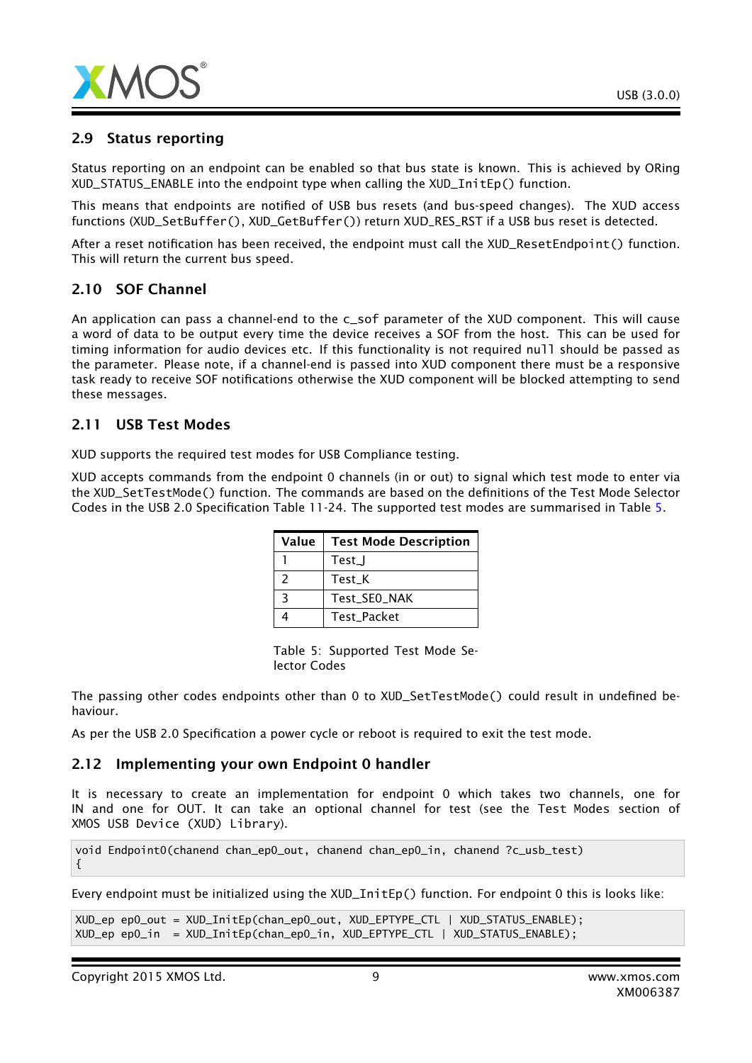## 2.9 Status reporting

Status reporting on an endpoint can be enabled so that bus state is known. This is achieved by ORing XUD_STATUS_ENABLE into the endpoint type when calling the XUD_InitEp() function.

This means that endpoints are notified of USB bus resets (and bus-speed changes). The XUD access functions (XUD_SetBuffer(), XUD_GetBuffer()) return XUD_RES_RST if a USB bus reset is detected.

After a reset notification has been received, the endpoint must call the XUD_ResetEndpoint() function. This will return the current bus speed.

## 2.10 SOF Channel

An application can pass a channel-end to the c_sof parameter of the XUD component. This will cause a word of data to be output every time the device receives a SOF from the host. This can be used for timing information for audio devices etc. If this functionality is not required null should be passed as the parameter. Please note, if a channel-end is passed into XUD component there must be a responsive task ready to receive SOF notifications otherwise the XUD component will be blocked attempting to send these messages.

## 2.11 USB Test Modes

XUD supports the required test modes for USB Compliance testing.

XUD accepts commands from the endpoint 0 channels (in or out) to signal which test mode to enter via the XUD_SetTestMode() function. The commands are based on the definitions of the Test Mode Selector Codes in the USB 2.0 Specification Table 11-24. The supported test modes are summarised in Table 5.

| Value | Test Mode Description |
|---|---|
| 1 | Test_J |
| 2 | Test_K |
| 3 | Test_SE0_NAK |
| 4 | Test_Packet |

Table 5: Supported Test Mode Selector Codes

The passing other codes endpoints other than 0 to XUD_SetTestMode() could result in undefined behaviour.

As per the USB 2.0 Specification a power cycle or reboot is required to exit the test mode.

## 2.12 Implementing your own Endpoint 0 handler

It is necessary to create an implementation for endpoint 0 which takes two channels, one for IN and one for OUT. It can take an optional channel for test (see the Test Modes section of XMOS USB Device (XUD) Library).

```
void Endpoint0(chanend chan_ep0_out, chanend chan_ep0_in, chanend ?c_usb_test)
{
```

Every endpoint must be initialized using the XUD_InitEp() function. For endpoint 0 this is looks like:

```
XUD_ep ep0_out = XUD_InitEp(chan_ep0_out, XUD_EPTYPE_CTL | XUD_STATUS_ENABLE);
XUD_ep ep0_in  = XUD_InitEp(chan_ep0_in, XUD_EPTYPE_CTL | XUD_STATUS_ENABLE);
```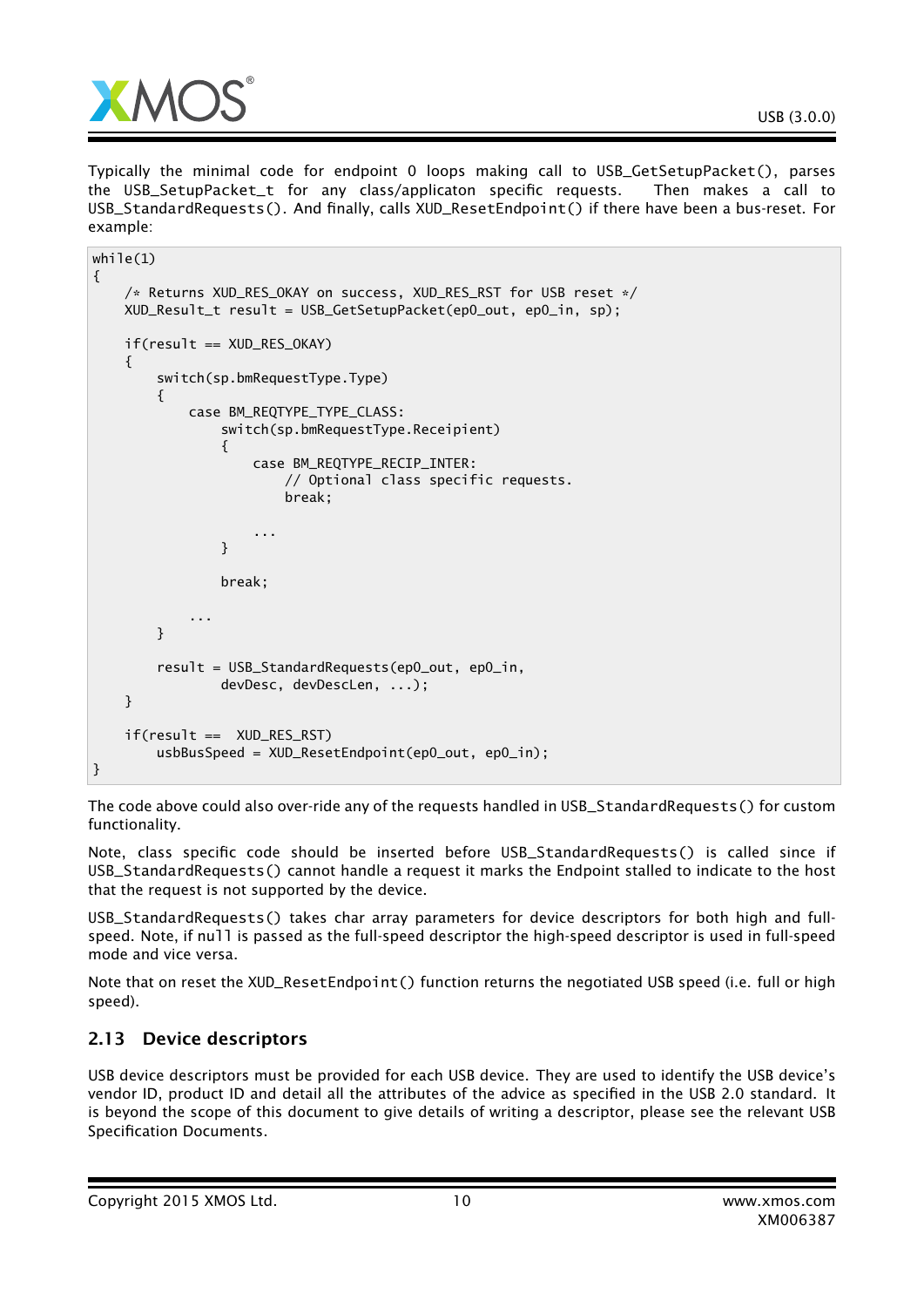Typically the minimal code for endpoint 0 loops making call to USB_GetSetupPacket(), parses the USB_SetupPacket_t for any class/applicaton specific requests. Then makes a call to USB_StandardRequests(). And finally, calls XUD_ResetEndpoint() if there have been a bus-reset. For example:

```
while(1)
{
    /* Returns XUD_RES_OKAY on success, XUD_RES_RST for USB reset */
    XUD_Result_t result = USB_GetSetupPacket(ep0_out, ep0_in, sp);

    if(result == XUD_RES_OKAY)
    {
        switch(sp.bmRequestType.Type)
        {
            case BM_REQTYPE_TYPE_CLASS:
                switch(sp.bmRequestType.Receipient)
                {
                    case BM_REQTYPE_RECIP_INTER:
                        // Optional class specific requests.
                        break;

                    ...
                }

                break;

            ...
        }

        result = USB_StandardRequests(ep0_out, ep0_in,
                devDesc, devDescLen, ...);
    }

    if(result ==  XUD_RES_RST)
        usbBusSpeed = XUD_ResetEndpoint(ep0_out, ep0_in);
}
```

The code above could also over-ride any of the requests handled in USB_StandardRequests() for custom functionality.

Note, class specific code should be inserted before USB_StandardRequests() is called since if USB_StandardRequests() cannot handle a request it marks the Endpoint stalled to indicate to the host that the request is not supported by the device.

USB_StandardRequests() takes char array parameters for device descriptors for both high and full-speed. Note, if null is passed as the full-speed descriptor the high-speed descriptor is used in full-speed mode and vice versa.

Note that on reset the XUD_ResetEndpoint() function returns the negotiated USB speed (i.e. full or high speed).

## 2.13 Device descriptors

USB device descriptors must be provided for each USB device. They are used to identify the USB device's vendor ID, product ID and detail all the attributes of the advice as specified in the USB 2.0 standard. It is beyond the scope of this document to give details of writing a descriptor, please see the relevant USB Specification Documents.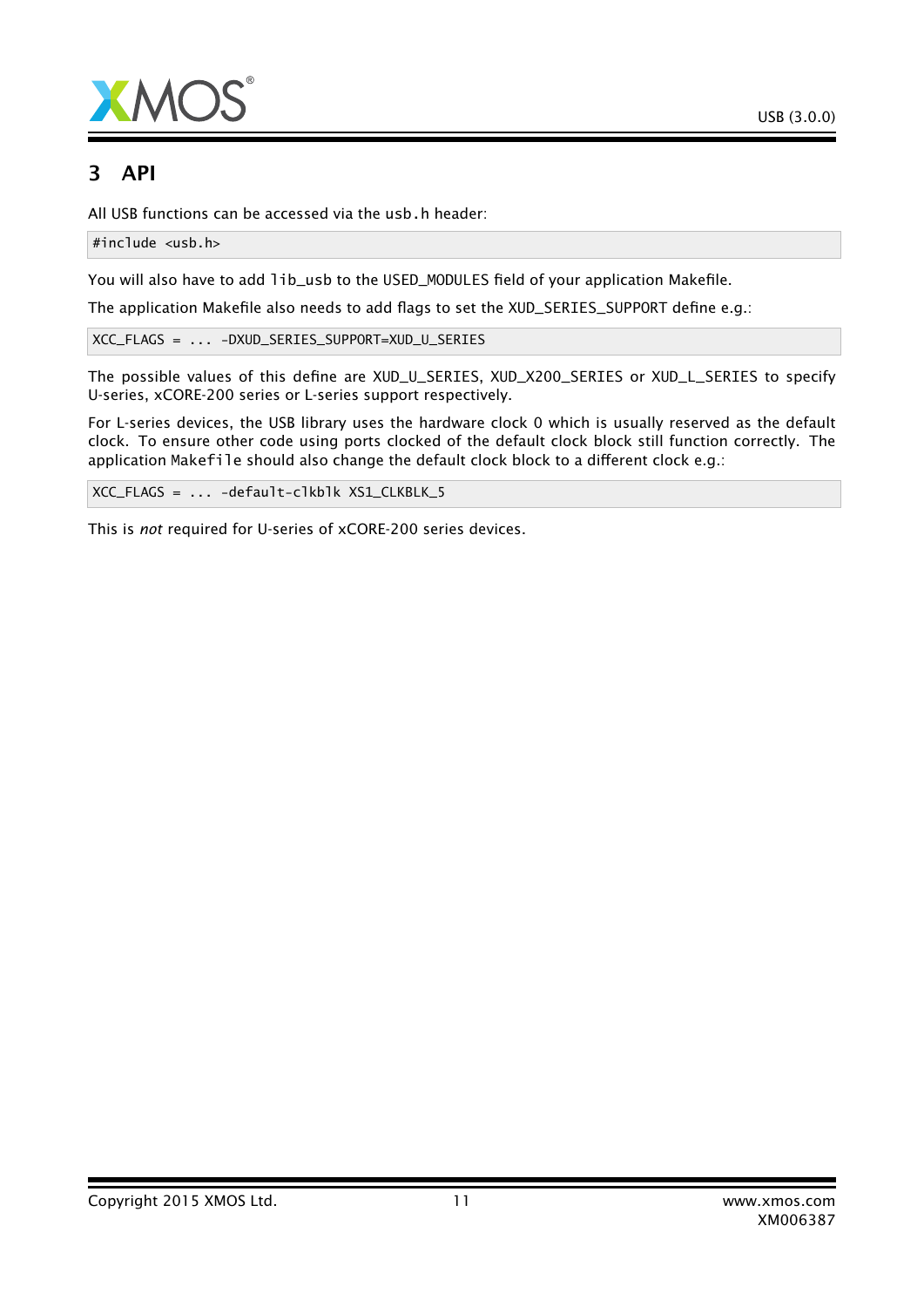# 3 API

All USB functions can be accessed via the `usb.h` header:

```
#include <usb.h>
```

You will also have to add `lib_usb` to the USED_MODULES field of your application Makefile.

The application Makefile also needs to add flags to set the XUD_SERIES_SUPPORT define e.g.:

```
XCC_FLAGS = ... -DXUD_SERIES_SUPPORT=XUD_U_SERIES
```

The possible values of this define are XUD_U_SERIES, XUD_X200_SERIES or XUD_L_SERIES to specify U-series, xCORE-200 series or L-series support respectively.

For L-series devices, the USB library uses the hardware clock 0 which is usually reserved as the default clock. To ensure other code using ports clocked of the default clock block still function correctly. The application `Makefile` should also change the default clock block to a different clock e.g.:

```
XCC_FLAGS = ... -default-clkblk XS1_CLKBLK_5
```

This is *not* required for U-series of xCORE-200 series devices.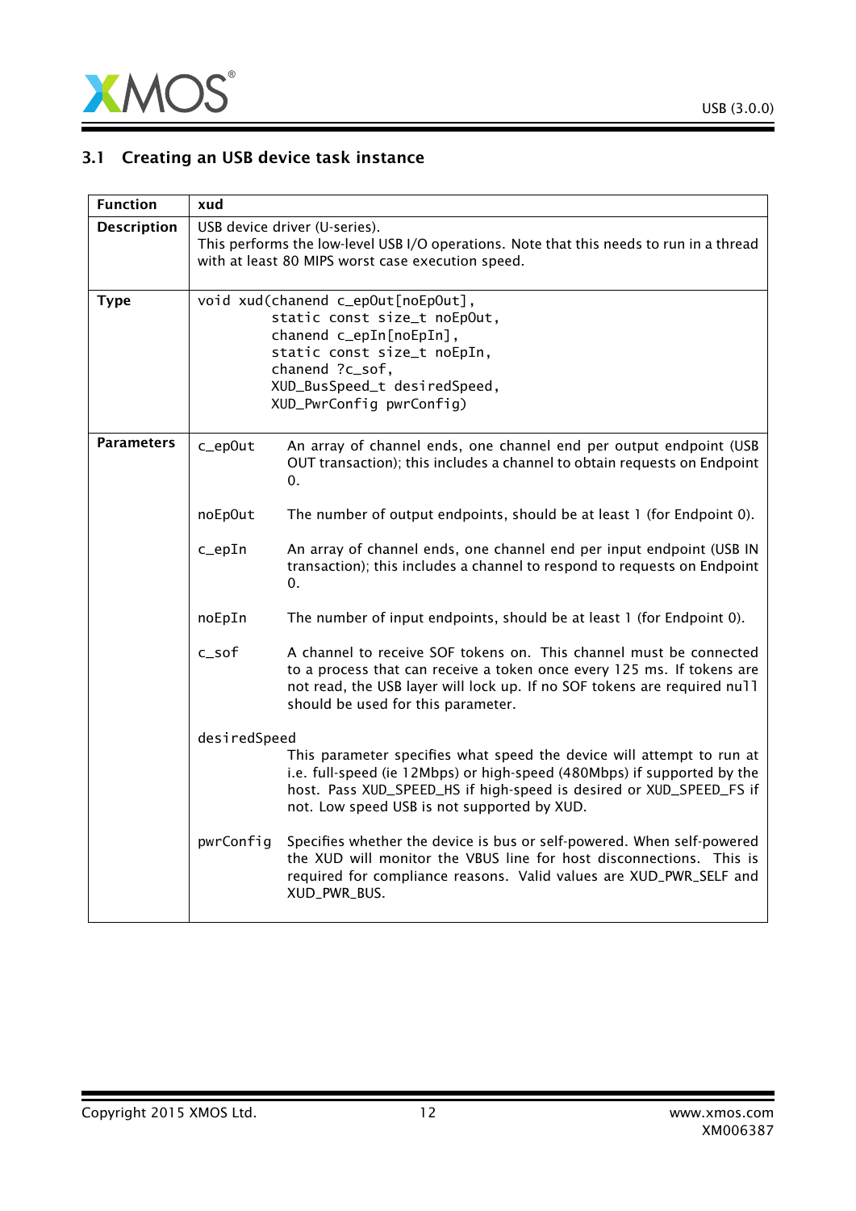### 3.1 Creating an USB device task instance

| Function | xud |
|---|---|
| Description | USB device driver (U-series).<br>This performs the low-level USB I/O operations. Note that this needs to run in a thread with at least 80 MIPS worst case execution speed. |
| Type | `void xud(chanend c_epOut[noEpOut], static const size_t noEpOut, chanend c_epIn[noEpIn], static const size_t noEpIn, chanend ?c_sof, XUD_BusSpeed_t desiredSpeed, XUD_PwrConfig pwrConfig)` |
| Parameters | `c_epOut` An array of channel ends, one channel end per output endpoint (USB OUT transaction); this includes a channel to obtain requests on Endpoint 0.<br><br>`noEpOut` The number of output endpoints, should be at least 1 (for Endpoint 0).<br><br>`c_epIn` An array of channel ends, one channel end per input endpoint (USB IN transaction); this includes a channel to respond to requests on Endpoint 0.<br><br>`noEpIn` The number of input endpoints, should be at least 1 (for Endpoint 0).<br><br>`c_sof` A channel to receive SOF tokens on. This channel must be connected to a process that can receive a token once every 125 ms. If tokens are not read, the USB layer will lock up. If no SOF tokens are required `null` should be used for this parameter.<br><br>`desiredSpeed` This parameter specifies what speed the device will attempt to run at i.e. full-speed (ie 12Mbps) or high-speed (480Mbps) if supported by the host. Pass XUD_SPEED_HS if high-speed is desired or XUD_SPEED_FS if not. Low speed USB is not supported by XUD.<br><br>`pwrConfig` Specifies whether the device is bus or self-powered. When self-powered the XUD will monitor the VBUS line for host disconnections. This is required for compliance reasons. Valid values are XUD_PWR_SELF and XUD_PWR_BUS. |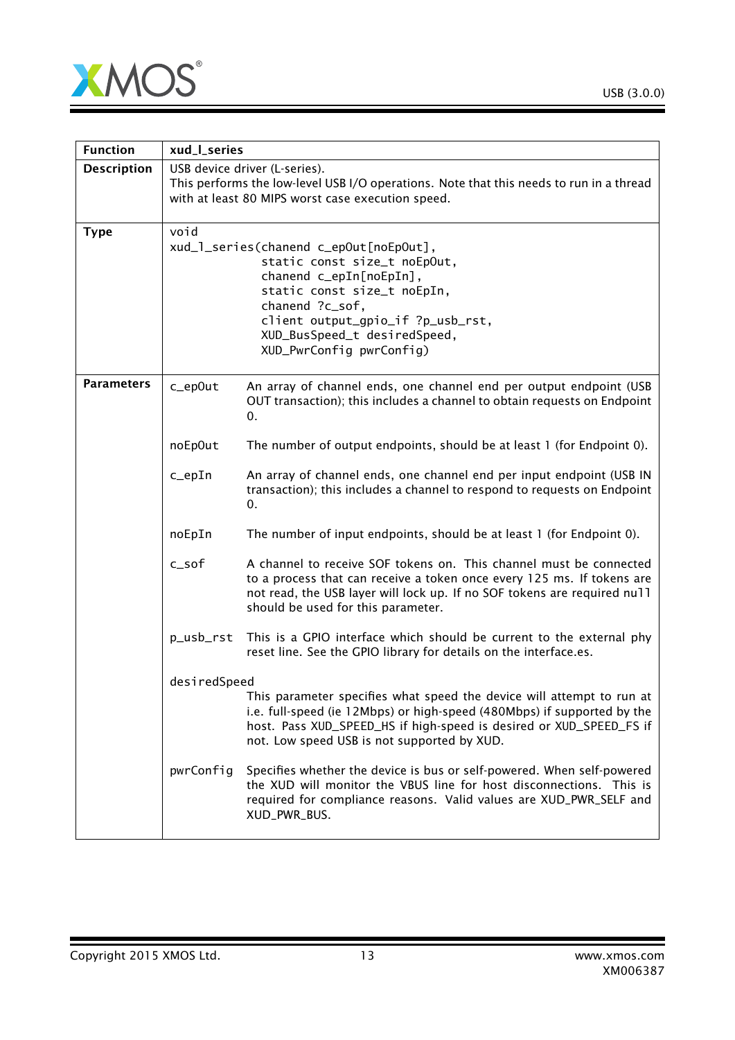| Function | xud_l_series |
|---|---|
| Description | USB device driver (L-series).<br>This performs the low-level USB I/O operations. Note that this needs to run in a thread with at least 80 MIPS worst case execution speed. |
| Type | `void`<br>`xud_l_series(chanend c_epOut[noEpOut],`<br>`static const size_t noEpOut,`<br>`chanend c_epIn[noEpIn],`<br>`static const size_t noEpIn,`<br>`chanend ?c_sof,`<br>`client output_gpio_if ?p_usb_rst,`<br>`XUD_BusSpeed_t desiredSpeed,`<br>`XUD_PwrConfig pwrConfig)` |
| Parameters | `c_epOut` An array of channel ends, one channel end per output endpoint (USB OUT transaction); this includes a channel to obtain requests on Endpoint 0.<br><br>`noEpOut` The number of output endpoints, should be at least 1 (for Endpoint 0).<br><br>`c_epIn` An array of channel ends, one channel end per input endpoint (USB IN transaction); this includes a channel to respond to requests on Endpoint 0.<br><br>`noEpIn` The number of input endpoints, should be at least 1 (for Endpoint 0).<br><br>`c_sof` A channel to receive SOF tokens on. This channel must be connected to a process that can receive a token once every 125 ms. If tokens are not read, the USB layer will lock up. If no SOF tokens are required `null` should be used for this parameter.<br><br>`p_usb_rst` This is a GPIO interface which should be current to the external phy reset line. See the GPIO library for details on the interface.es.<br><br>`desiredSpeed` This parameter specifies what speed the device will attempt to run at i.e. full-speed (ie 12Mbps) or high-speed (480Mbps) if supported by the host. Pass XUD_SPEED_HS if high-speed is desired or XUD_SPEED_FS if not. Low speed USB is not supported by XUD.<br><br>`pwrConfig` Specifies whether the device is bus or self-powered. When self-powered the XUD will monitor the VBUS line for host disconnections. This is required for compliance reasons. Valid values are XUD_PWR_SELF and XUD_PWR_BUS. |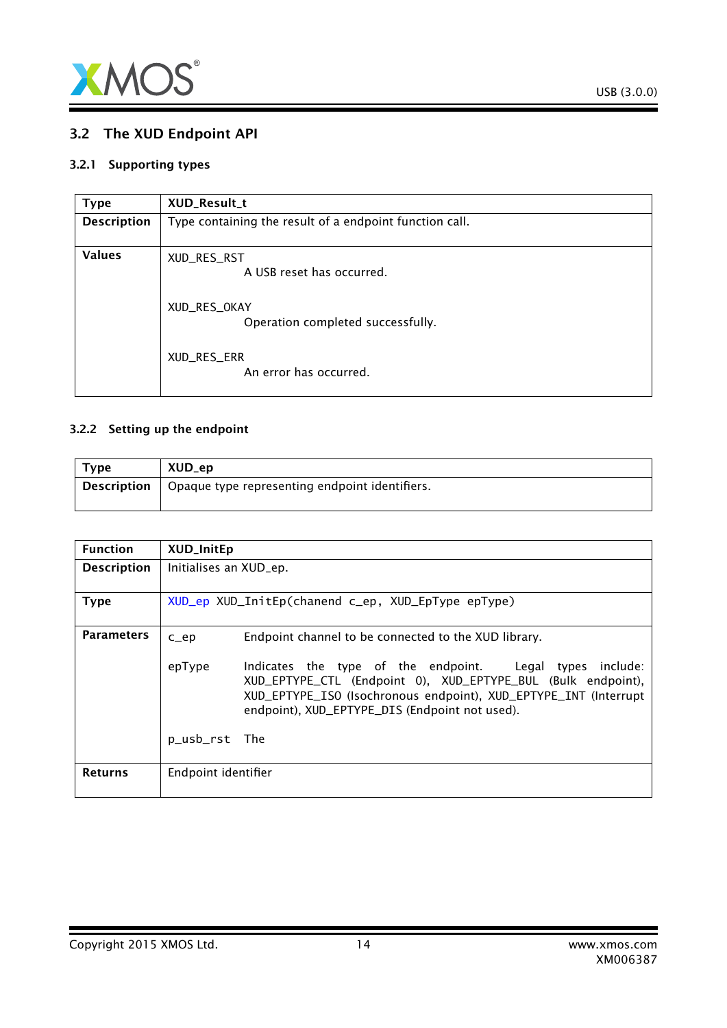## 3.2 The XUD Endpoint API

### 3.2.1 Supporting types

| Type | XUD_Result_t |
|---|---|
| Description | Type containing the result of a endpoint function call. |
| Values | XUD_RES_RST<br>A USB reset has occurred.<br><br>XUD_RES_OKAY<br>Operation completed successfully.<br><br>XUD_RES_ERR<br>An error has occurred. |

### 3.2.2 Setting up the endpoint

| Type | XUD_ep |
|---|---|
| Description | Opaque type representing endpoint identifiers. |

| Function | XUD_InitEp |
|---|---|
| Description | Initialises an XUD_ep. |
| Type | `XUD_ep XUD_InitEp(chanend c_ep, XUD_EpType epType)` |
| Parameters | c_ep — Endpoint channel to be connected to the XUD library.<br><br>epType — Indicates the type of the endpoint. Legal types include: XUD_EPTYPE_CTL (Endpoint 0), XUD_EPTYPE_BUL (Bulk endpoint), XUD_EPTYPE_ISO (Isochronous endpoint), XUD_EPTYPE_INT (Interrupt endpoint), XUD_EPTYPE_DIS (Endpoint not used).<br><br>p_usb_rst — The |
| Returns | Endpoint identifier |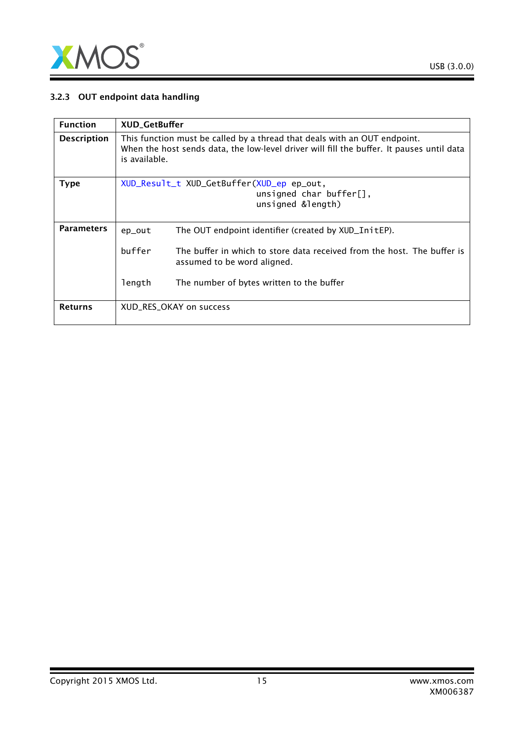### 3.2.3 OUT endpoint data handling

| Function | XUD_GetBuffer |
|---|---|
| Description | This function must be called by a thread that deals with an OUT endpoint. When the host sends data, the low-level driver will fill the buffer. It pauses until data is available. |
| Type | `XUD_Result_t XUD_GetBuffer(XUD_ep ep_out, unsigned char buffer[], unsigned &length)` |
| Parameters | `ep_out` The OUT endpoint identifier (created by `XUD_InitEP`).<br><br>`buffer` The buffer in which to store data received from the host. The buffer is assumed to be word aligned.<br><br>`length` The number of bytes written to the buffer |
| Returns | XUD_RES_OKAY on success |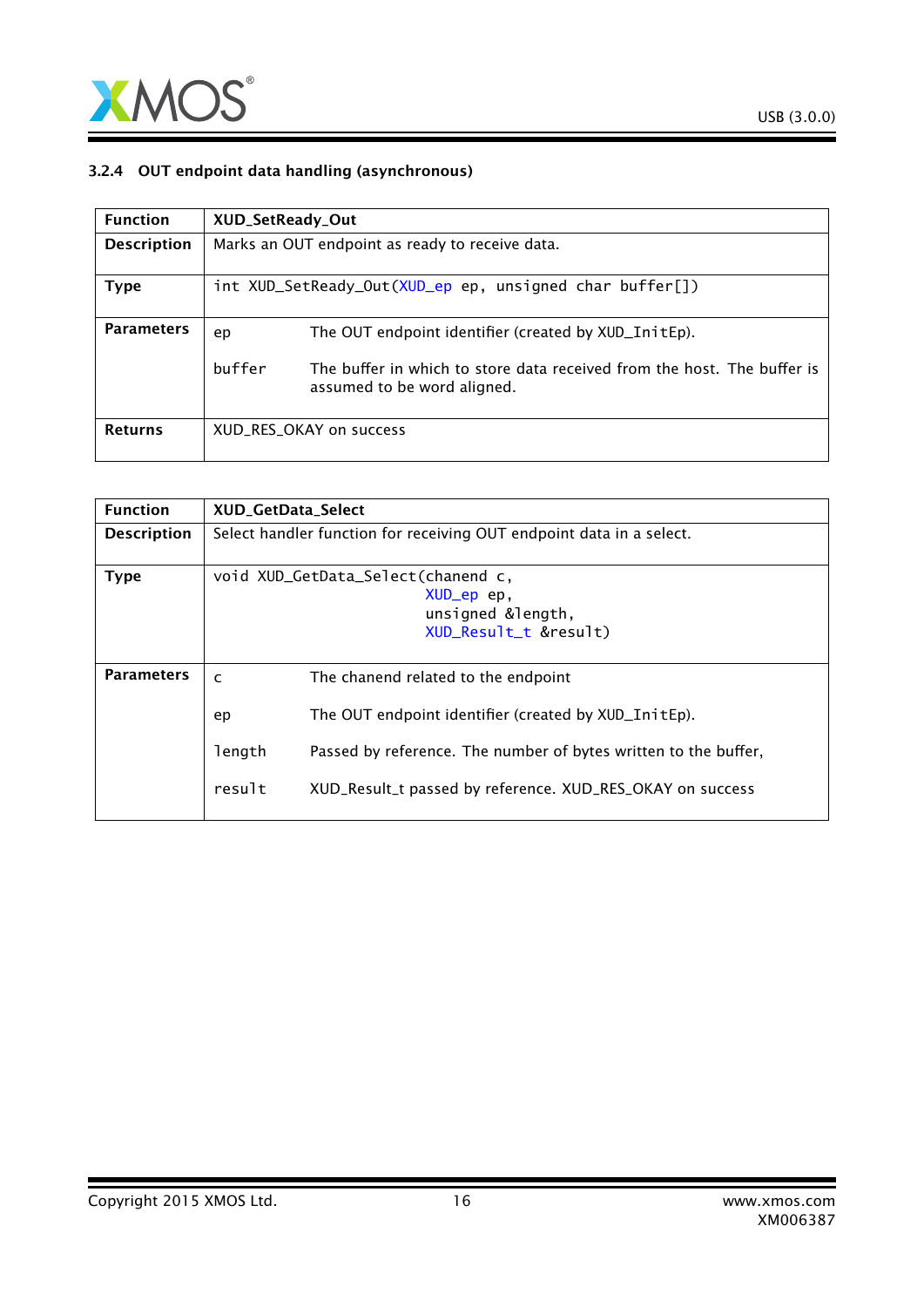### 3.2.4 OUT endpoint data handling (asynchronous)

| Function | XUD_SetReady_Out |
|---|---|
| Description | Marks an OUT endpoint as ready to receive data. |
| Type | `int XUD_SetReady_Out(XUD_ep ep, unsigned char buffer[])` |
| Parameters | `ep` The OUT endpoint identifier (created by `XUD_InitEp`).<br><br>`buffer` The buffer in which to store data received from the host. The buffer is assumed to be word aligned. |
| Returns | XUD_RES_OKAY on success |

| Function | XUD_GetData_Select |
|---|---|
| Description | Select handler function for receiving OUT endpoint data in a select. |
| Type | `void XUD_GetData_Select(chanend c, XUD_ep ep, unsigned &length, XUD_Result_t &result)` |
| Parameters | `c` The chanend related to the endpoint<br><br>`ep` The OUT endpoint identifier (created by `XUD_InitEp`).<br><br>`length` Passed by reference. The number of bytes written to the buffer,<br><br>`result` XUD_Result_t passed by reference. XUD_RES_OKAY on success |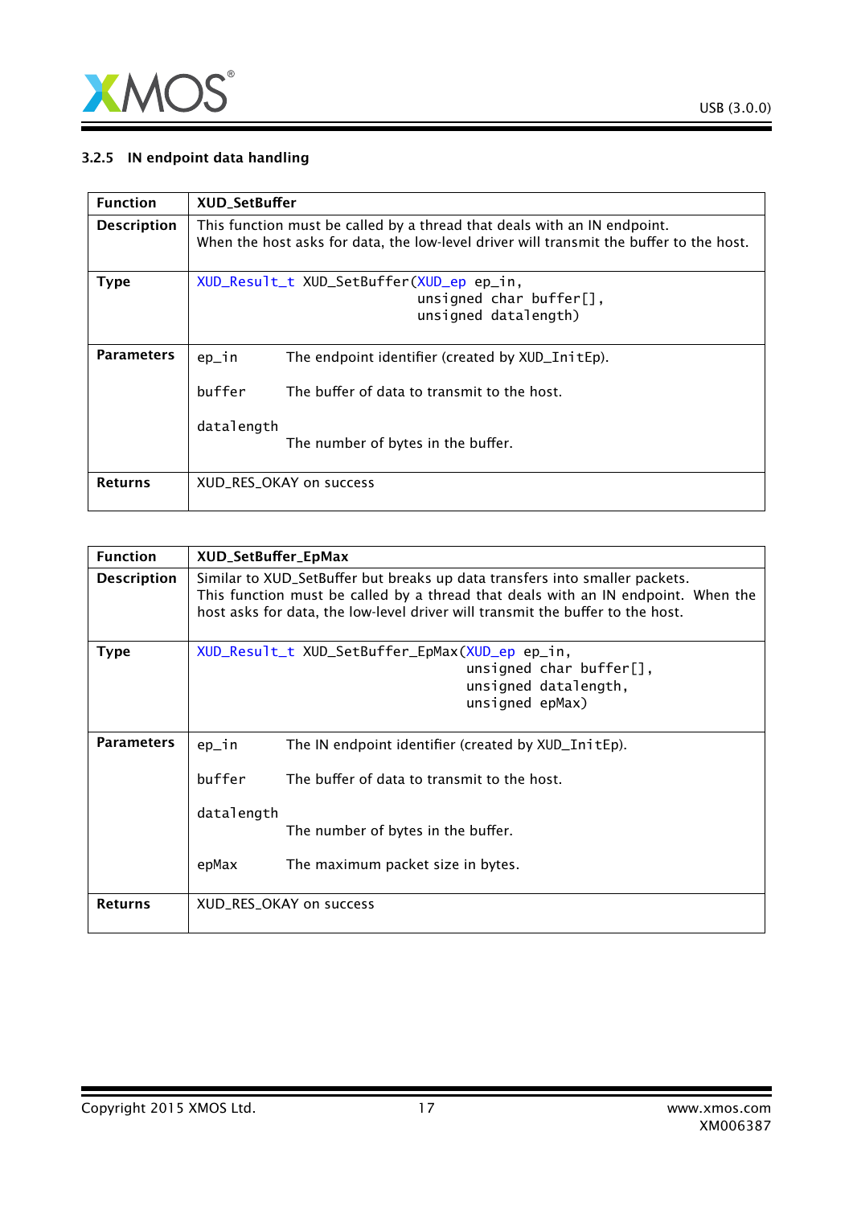### 3.2.5 IN endpoint data handling

| Function | XUD_SetBuffer |
|---|---|
| **Description** | This function must be called by a thread that deals with an IN endpoint.<br>When the host asks for data, the low-level driver will transmit the buffer to the host. |
| **Type** | `XUD_Result_t XUD_SetBuffer(XUD_ep ep_in, unsigned char buffer[], unsigned datalength)` |
| **Parameters** | `ep_in` The endpoint identifier (created by XUD_InitEp).<br>`buffer` The buffer of data to transmit to the host.<br>`datalength` The number of bytes in the buffer. |
| **Returns** | XUD_RES_OKAY on success |

| Function | XUD_SetBuffer_EpMax |
|---|---|
| **Description** | Similar to XUD_SetBuffer but breaks up data transfers into smaller packets.<br>This function must be called by a thread that deals with an IN endpoint. When the host asks for data, the low-level driver will transmit the buffer to the host. |
| **Type** | `XUD_Result_t XUD_SetBuffer_EpMax(XUD_ep ep_in, unsigned char buffer[], unsigned datalength, unsigned epMax)` |
| **Parameters** | `ep_in` The IN endpoint identifier (created by XUD_InitEp).<br>`buffer` The buffer of data to transmit to the host.<br>`datalength` The number of bytes in the buffer.<br>`epMax` The maximum packet size in bytes. |
| **Returns** | XUD_RES_OKAY on success |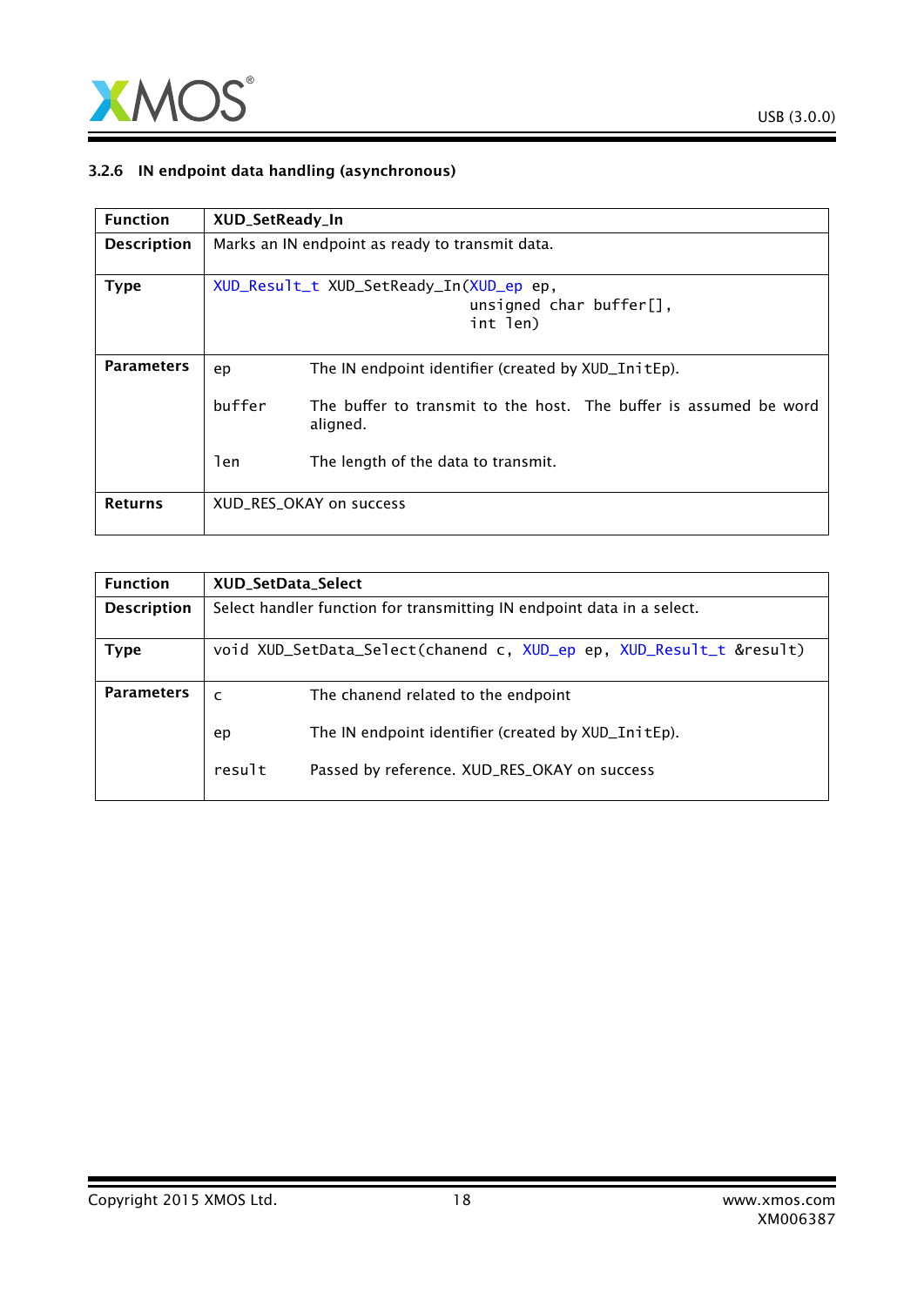### 3.2.6 IN endpoint data handling (asynchronous)

| **Function** | **XUD_SetReady_In** |
|---|---|
| **Description** | Marks an IN endpoint as ready to transmit data. |
| **Type** | `XUD_Result_t XUD_SetReady_In(XUD_ep ep, unsigned char buffer[], int len)` |
| **Parameters** | `ep` The IN endpoint identifier (created by XUD_InitEp).<br>`buffer` The buffer to transmit to the host. The buffer is assumed be word aligned.<br>`len` The length of the data to transmit. |
| **Returns** | XUD_RES_OKAY on success |

| **Function** | **XUD_SetData_Select** |
|---|---|
| **Description** | Select handler function for transmitting IN endpoint data in a select. |
| **Type** | `void XUD_SetData_Select(chanend c, XUD_ep ep, XUD_Result_t &result)` |
| **Parameters** | `c` The chanend related to the endpoint<br>`ep` The IN endpoint identifier (created by XUD_InitEp).<br>`result` Passed by reference. XUD_RES_OKAY on success |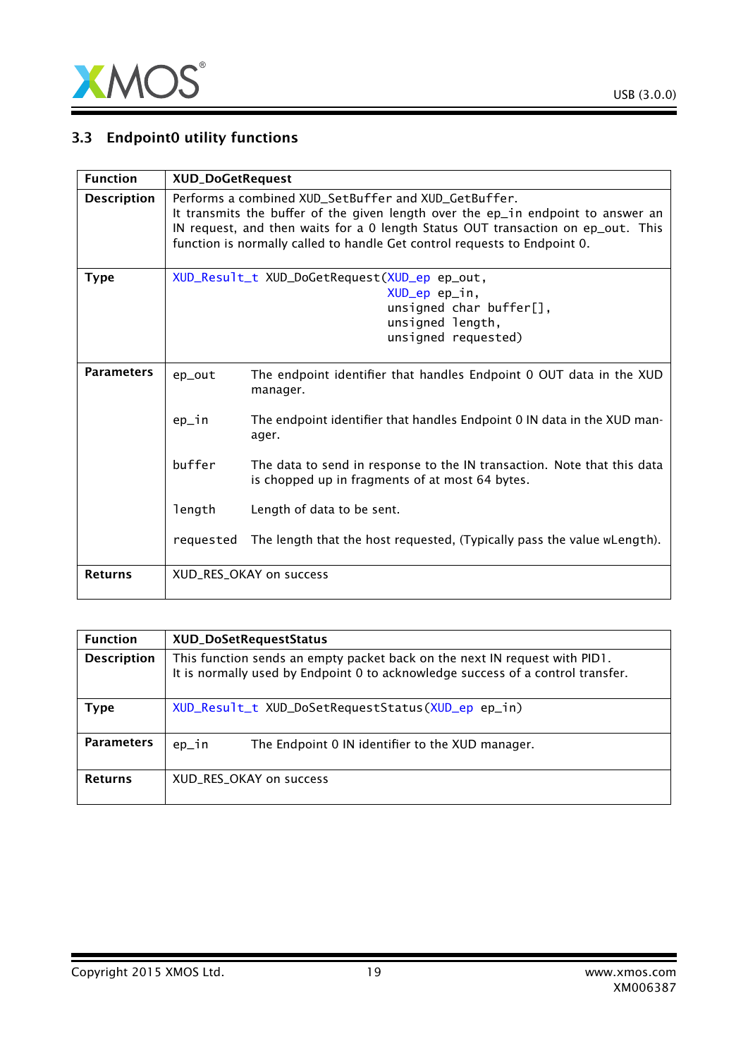### 3.3 Endpoint0 utility functions

| Function | XUD_DoGetRequest |
|---|---|
| Description | Performs a combined XUD_SetBuffer and XUD_GetBuffer.<br>It transmits the buffer of the given length over the ep_in endpoint to answer an IN request, and then waits for a 0 length Status OUT transaction on ep_out. This function is normally called to handle Get control requests to Endpoint 0. |
| Type | `XUD_Result_t XUD_DoGetRequest(XUD_ep ep_out, XUD_ep ep_in, unsigned char buffer[], unsigned length, unsigned requested)` |
| Parameters | `ep_out` The endpoint identifier that handles Endpoint 0 OUT data in the XUD manager.<br><br>`ep_in` The endpoint identifier that handles Endpoint 0 IN data in the XUD manager.<br><br>`buffer` The data to send in response to the IN transaction. Note that this data is chopped up in fragments of at most 64 bytes.<br><br>`length` Length of data to be sent.<br><br>`requested` The length that the host requested, (Typically pass the value wLength). |
| Returns | XUD_RES_OKAY on success |

| Function | XUD_DoSetRequestStatus |
|---|---|
| Description | This function sends an empty packet back on the next IN request with PID1.<br>It is normally used by Endpoint 0 to acknowledge success of a control transfer. |
| Type | `XUD_Result_t XUD_DoSetRequestStatus(XUD_ep ep_in)` |
| Parameters | `ep_in` The Endpoint 0 IN identifier to the XUD manager. |
| Returns | XUD_RES_OKAY on success |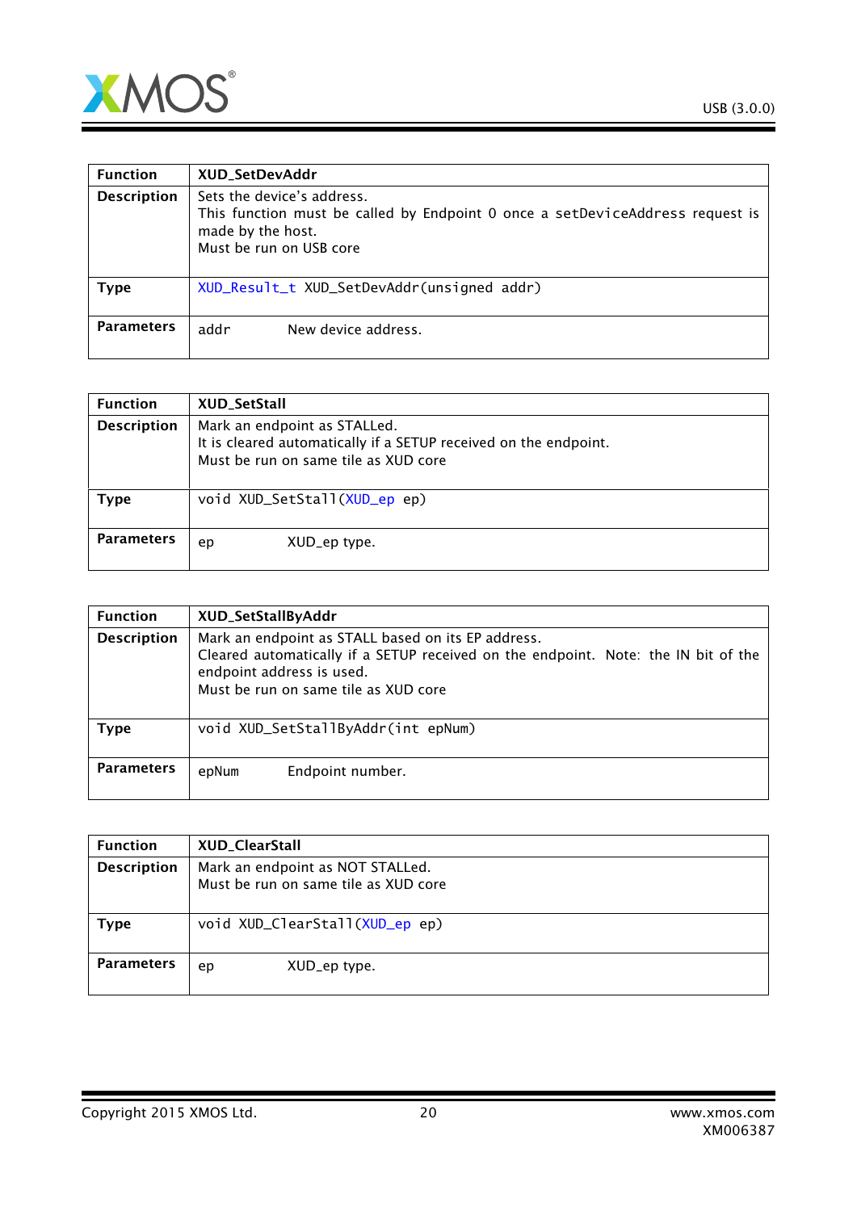| Function | XUD_SetDevAddr |
|---|---|
| Description | Sets the device's address.<br>This function must be called by Endpoint 0 once a setDeviceAddress request is made by the host.<br>Must be run on USB core |
| Type | `XUD_Result_t XUD_SetDevAddr(unsigned addr)` |
| Parameters | `addr` New device address. |

| Function | XUD_SetStall |
|---|---|
| Description | Mark an endpoint as STALLed.<br>It is cleared automatically if a SETUP received on the endpoint.<br>Must be run on same tile as XUD core |
| Type | `void XUD_SetStall(XUD_ep ep)` |
| Parameters | `ep` XUD_ep type. |

| Function | XUD_SetStallByAddr |
|---|---|
| Description | Mark an endpoint as STALL based on its EP address.<br>Cleared automatically if a SETUP received on the endpoint. Note: the IN bit of the endpoint address is used.<br>Must be run on same tile as XUD core |
| Type | `void XUD_SetStallByAddr(int epNum)` |
| Parameters | `epNum` Endpoint number. |

| Function | XUD_ClearStall |
|---|---|
| Description | Mark an endpoint as NOT STALLed.<br>Must be run on same tile as XUD core |
| Type | `void XUD_ClearStall(XUD_ep ep)` |
| Parameters | `ep` XUD_ep type. |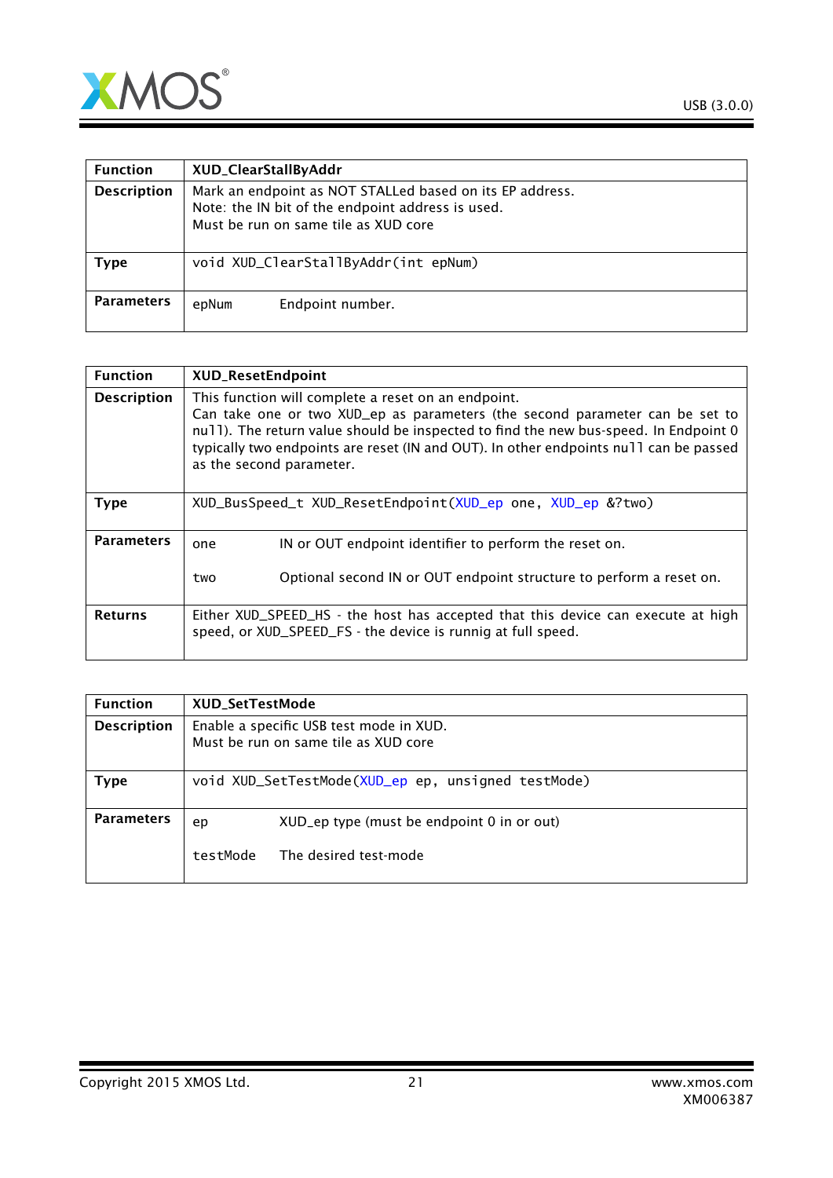| Function | XUD_ClearStallByAddr |
| --- | --- |
| Description | Mark an endpoint as NOT STALLed based on its EP address.<br>Note: the IN bit of the endpoint address is used.<br>Must be run on same tile as XUD core |
| Type | `void XUD_ClearStallByAddr(int epNum)` |
| Parameters | `epNum` Endpoint number. |

| Function | XUD_ResetEndpoint |
| --- | --- |
| Description | This function will complete a reset on an endpoint.<br>Can take one or two XUD_ep as parameters (the second parameter can be set to `null`). The return value should be inspected to find the new bus-speed. In Endpoint 0 typically two endpoints are reset (IN and OUT). In other endpoints `null` can be passed as the second parameter. |
| Type | `XUD_BusSpeed_t XUD_ResetEndpoint(XUD_ep one, XUD_ep &?two)` |
| Parameters | `one` IN or OUT endpoint identifier to perform the reset on.<br><br>`two` Optional second IN or OUT endpoint structure to perform a reset on. |
| Returns | Either XUD_SPEED_HS - the host has accepted that this device can execute at high speed, or XUD_SPEED_FS - the device is runnig at full speed. |

| Function | XUD_SetTestMode |
| --- | --- |
| Description | Enable a specific USB test mode in XUD.<br>Must be run on same tile as XUD core |
| Type | `void XUD_SetTestMode(XUD_ep ep, unsigned testMode)` |
| Parameters | `ep` XUD_ep type (must be endpoint 0 in or out)<br><br>`testMode` The desired test-mode |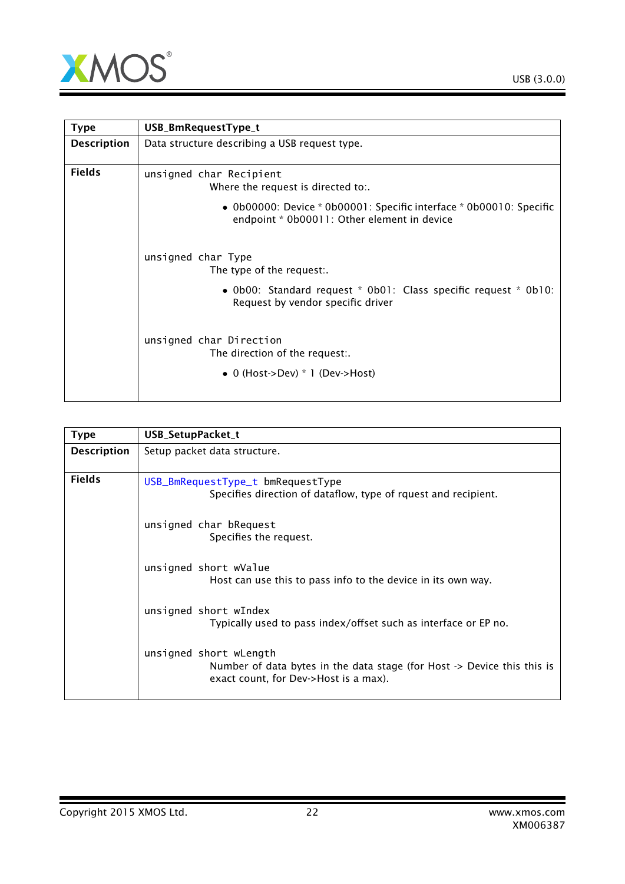| Type | USB_BmRequestType_t |
|---|---|
| Description | Data structure describing a USB request type. |
| Fields | `unsigned char Recipient`<br>Where the request is directed to:.<br>• 0b00000: Device * 0b00001: Specific interface * 0b00010: Specific endpoint * 0b00011: Other element in device<br><br>`unsigned char Type`<br>The type of the request:.<br>• 0b00: Standard request * 0b01: Class specific request * 0b10: Request by vendor specific driver<br><br>`unsigned char Direction`<br>The direction of the request:.<br>• 0 (Host->Dev) * 1 (Dev->Host) |

| Type | USB_SetupPacket_t |
|---|---|
| Description | Setup packet data structure. |
| Fields | `USB_BmRequestType_t bmRequestType`<br>Specifies direction of dataflow, type of rquest and recipient.<br><br>`unsigned char bRequest`<br>Specifies the request.<br><br>`unsigned short wValue`<br>Host can use this to pass info to the device in its own way.<br><br>`unsigned short wIndex`<br>Typically used to pass index/offset such as interface or EP no.<br><br>`unsigned short wLength`<br>Number of data bytes in the data stage (for Host -> Device this this is exact count, for Dev->Host is a max). |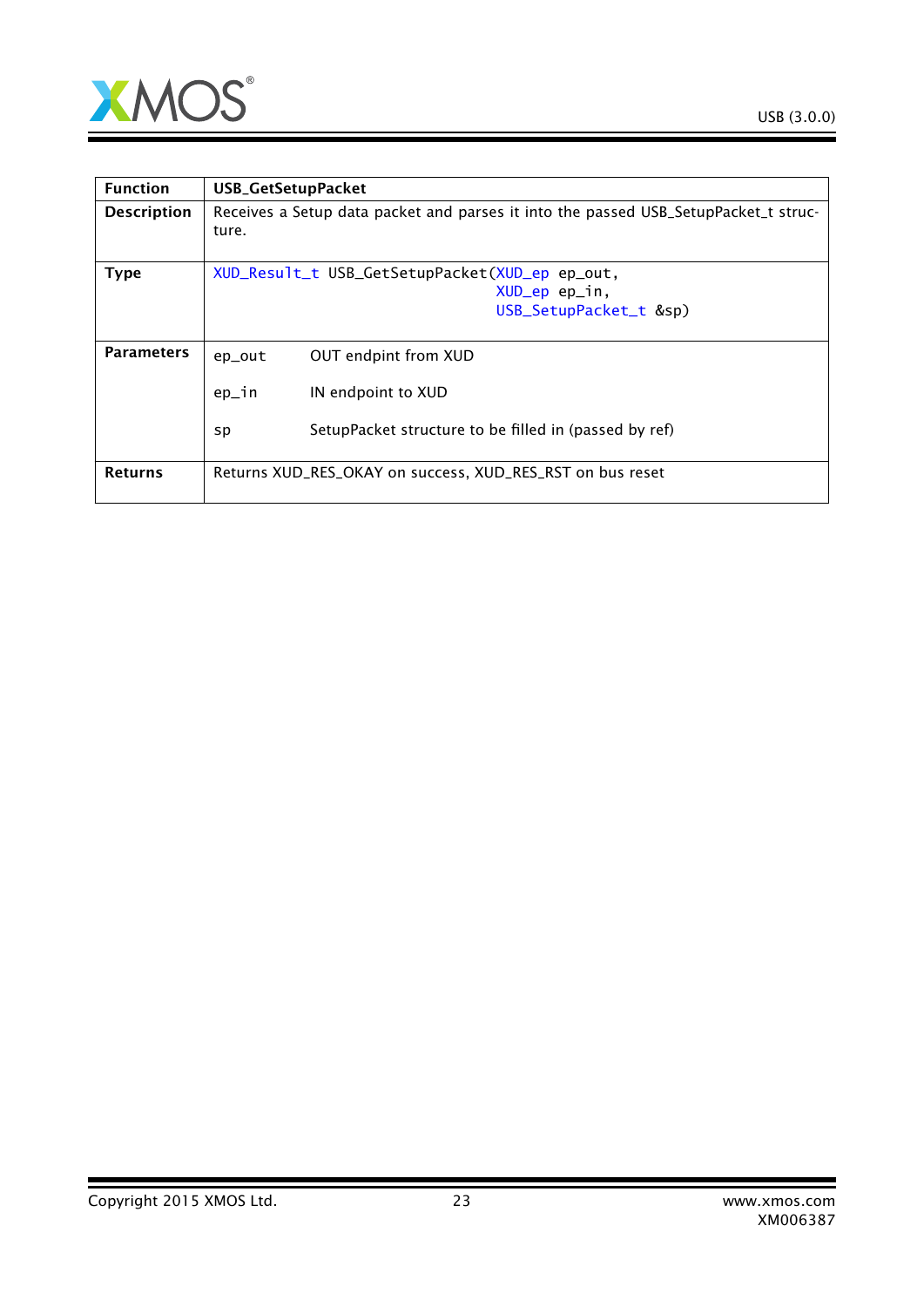| Function | USB_GetSetupPacket |
|---|---|
| Description | Receives a Setup data packet and parses it into the passed USB_SetupPacket_t structure. |
| Type | `XUD_Result_t USB_GetSetupPacket(XUD_ep ep_out, XUD_ep ep_in, USB_SetupPacket_t &sp)` |
| Parameters | `ep_out` OUT endpint from XUD<br><br>`ep_in` IN endpoint to XUD<br><br>`sp` SetupPacket structure to be filled in (passed by ref) |
| Returns | Returns XUD_RES_OKAY on success, XUD_RES_RST on bus reset |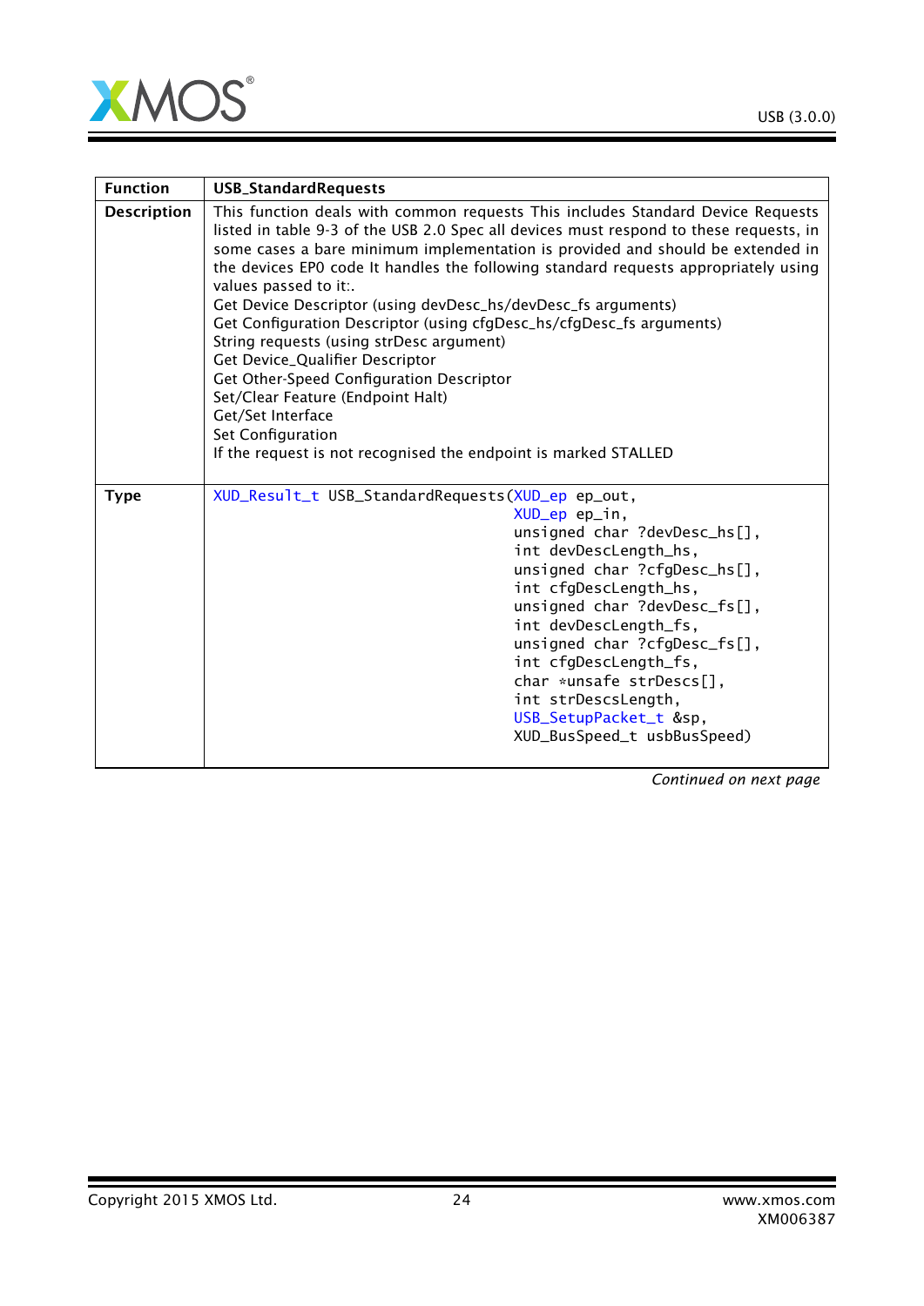| Function | USB_StandardRequests |
|---|---|
| Description | This function deals with common requests This includes Standard Device Requests listed in table 9-3 of the USB 2.0 Spec all devices must respond to these requests, in some cases a bare minimum implementation is provided and should be extended in the devices EP0 code It handles the following standard requests appropriately using values passed to it:.<br>Get Device Descriptor (using devDesc_hs/devDesc_fs arguments)<br>Get Configuration Descriptor (using cfgDesc_hs/cfgDesc_fs arguments)<br>String requests (using strDesc argument)<br>Get Device_Qualifier Descriptor<br>Get Other-Speed Configuration Descriptor<br>Set/Clear Feature (Endpoint Halt)<br>Get/Set Interface<br>Set Configuration<br>If the request is not recognised the endpoint is marked STALLED |
| Type | `XUD_Result_t USB_StandardRequests(XUD_ep ep_out, XUD_ep ep_in, unsigned char ?devDesc_hs[], int devDescLength_hs, unsigned char ?cfgDesc_hs[], int cfgDescLength_hs, unsigned char ?devDesc_fs[], int devDescLength_fs, unsigned char ?cfgDesc_fs[], int cfgDescLength_fs, char *unsafe strDescs[], int strDescsLength, USB_SetupPacket_t &sp, XUD_BusSpeed_t usbBusSpeed)` |

*Continued on next page*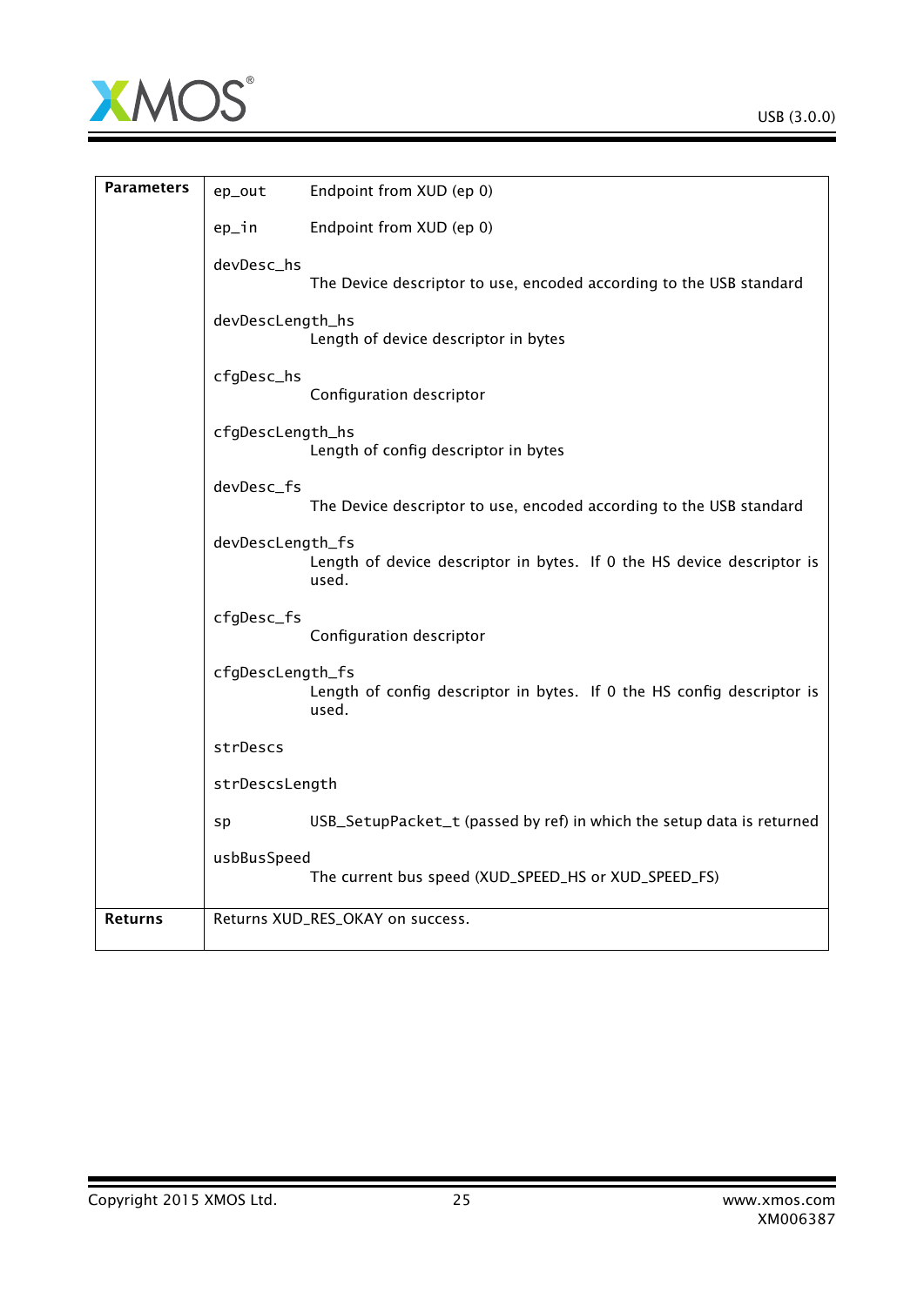| | | |
|---|---|---|
| **Parameters** | ep_out | Endpoint from XUD (ep 0) |
| | ep_in | Endpoint from XUD (ep 0) |
| | devDesc_hs | The Device descriptor to use, encoded according to the USB standard |
| | devDescLength_hs | Length of device descriptor in bytes |
| | cfgDesc_hs | Configuration descriptor |
| | cfgDescLength_hs | Length of config descriptor in bytes |
| | devDesc_fs | The Device descriptor to use, encoded according to the USB standard |
| | devDescLength_fs | Length of device descriptor in bytes. If 0 the HS device descriptor is used. |
| | cfgDesc_fs | Configuration descriptor |
| | cfgDescLength_fs | Length of config descriptor in bytes. If 0 the HS config descriptor is used. |
| | strDescs | |
| | strDescsLength | |
| | sp | USB_SetupPacket_t (passed by ref) in which the setup data is returned |
| | usbBusSpeed | The current bus speed (XUD_SPEED_HS or XUD_SPEED_FS) |
| **Returns** | Returns XUD_RES_OKAY on success. | |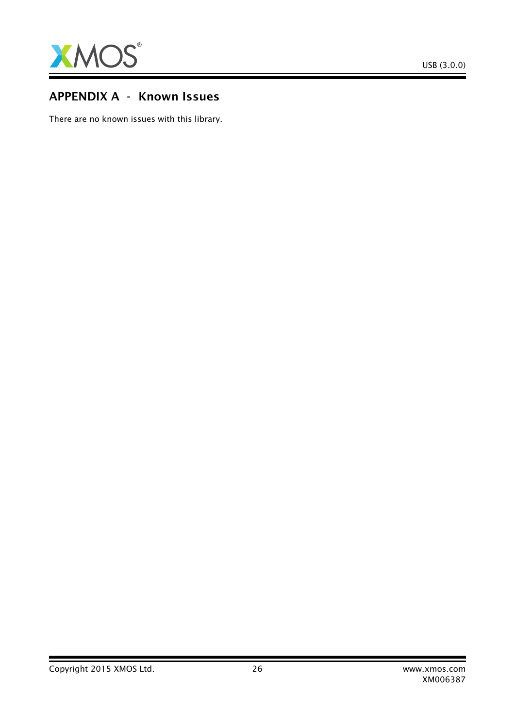## APPENDIX A - Known Issues

There are no known issues with this library.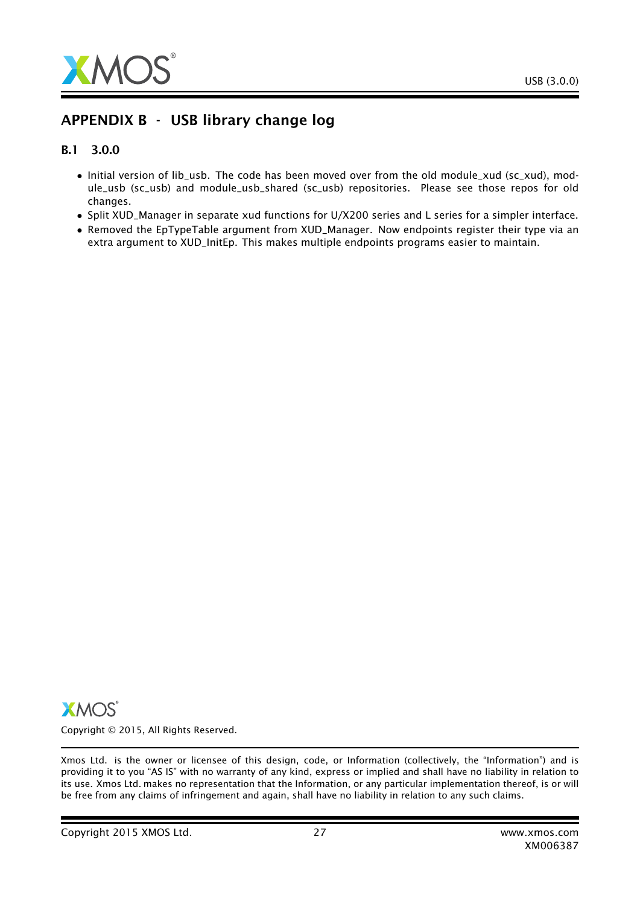# APPENDIX B - USB library change log

## B.1 3.0.0

- Initial version of lib_usb. The code has been moved over from the old module_xud (sc_xud), module_usb (sc_usb) and module_usb_shared (sc_usb) repositories. Please see those repos for old changes.
- Split XUD_Manager in separate xud functions for U/X200 series and L series for a simpler interface.
- Removed the EpTypeTable argument from XUD_Manager. Now endpoints register their type via an extra argument to XUD_InitEp. This makes multiple endpoints programs easier to maintain.

XMOS

Copyright © 2015, All Rights Reserved.

Xmos Ltd. is the owner or licensee of this design, code, or Information (collectively, the "Information") and is providing it to you "AS IS" with no warranty of any kind, express or implied and shall have no liability in relation to its use. Xmos Ltd. makes no representation that the Information, or any particular implementation thereof, is or will be free from any claims of infringement and again, shall have no liability in relation to any such claims.